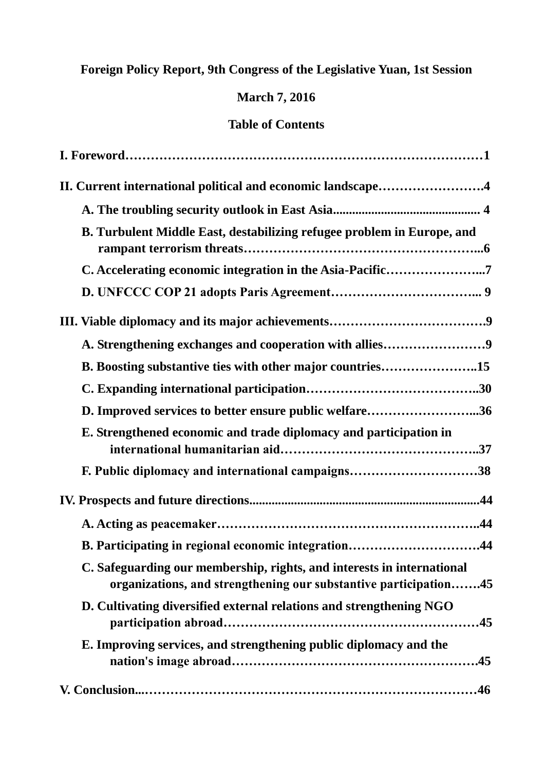**Foreign Policy Report, 9th Congress of the Legislative Yuan, 1st Session**

**March 7, 2016**

**Table of Contents**

**I. Foreword……………………………………………………………………………1**

**II. Current international political and economic landscape…………………….4**

- **A. The troubling security outlook in East Asia............................................. 4**
- **B. Turbulent Middle East, destabilizing refugee problem in Europe, and rampant terrorism threats…………………………………………………...6**
- **C. Accelerating economic integration in the Asia-Pacific…………………...7**
- **D. UNFCCC COP 21 adopts Paris Agreement…………………………….... 9**

**III. Viable diplomacy and its major achievements……………………………….9**

- **A. Strengthening exchanges and cooperation with allies……………………9**
- **B. Boosting substantive ties with other major countries…………………..15**
- **C. Expanding international participation…………………………………..30**
- **D. Improved services to better ensure public welfare……………………...36**
- **E. Strengthened economic and trade diplomacy and participation in international humanitarian aid……………………………………..37**
- **F. Public diplomacy and international campaigns…………………………38**

**IV. Prospects and future directions........................................................................44**

- **A. Acting as peacemaker……………………………………………………..44**
- **B. Participating in regional economic integration………………………….44**
- **C. Safeguarding our membership, rights, and interests in international organizations, and strengthening our substantive participation…….45**
- **D. Cultivating diversified external relations and strengthening NGO participation abroad………………………………………………45**
- **E. Improving services, and strengthening public diplomacy and the nation's image abroad……………………………………………45**

**V. Conclusion...……………………………………………………………………46**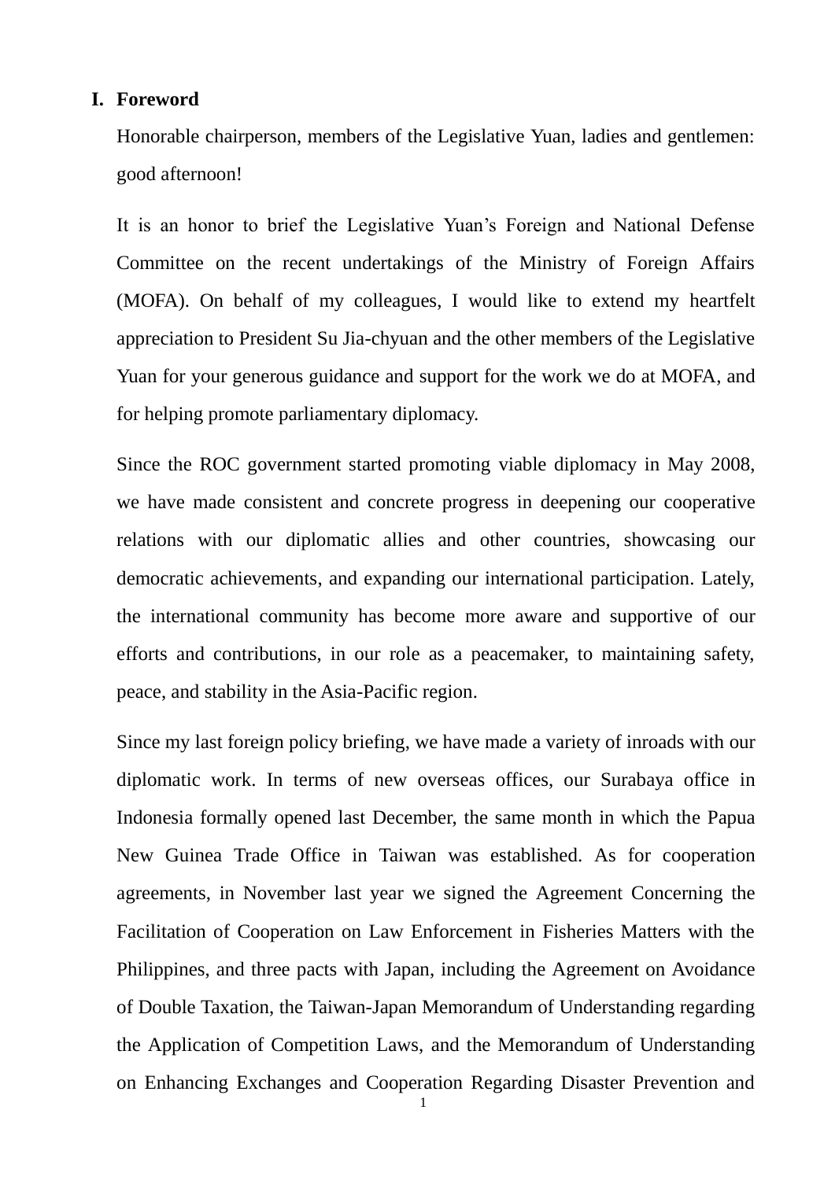# I. Foreword

Honorable chairperson, members of the Legislative Yuan, ladies and gentlemen: good afternoon!

It is an honor to brief the Legislative Yuan's Foreign and National Defense Committee on the recent undertakings of the Ministry of Foreign Affairs (MOFA). On behalf of my colleagues, I would like to extend my heartfelt appreciation to President Su Jia-chyuan and the other members of the Legislative Yuan for your generous guidance and support for the work we do at MOFA, and for helping promote parliamentary diplomacy.

Since the ROC government started promoting viable diplomacy in May 2008, we have made consistent and concrete progress in deepening our cooperative relations with our diplomatic allies and other countries, showcasing our democratic achievements, and expanding our international participation. Lately, the international community has become more aware and supportive of our efforts and contributions, in our role as a peacemaker, to maintaining safety, peace, and stability in the Asia-Pacific region.

Since my last foreign policy briefing, we have made a variety of inroads with our diplomatic work. In terms of new overseas offices, our Surabaya office in Indonesia formally opened last December, the same month in which the Papua New Guinea Trade Office in Taiwan was established. As for cooperation agreements, in November last year we signed the Agreement Concerning the Facilitation of Cooperation on Law Enforcement in Fisheries Matters with the Philippines, and three pacts with Japan, including the Agreement on Avoidance of Double Taxation, the Taiwan-Japan Memorandum of Understanding regarding the Application of Competition Laws, and the Memorandum of Understanding on Enhancing Exchanges and Cooperation Regarding Disaster Prevention and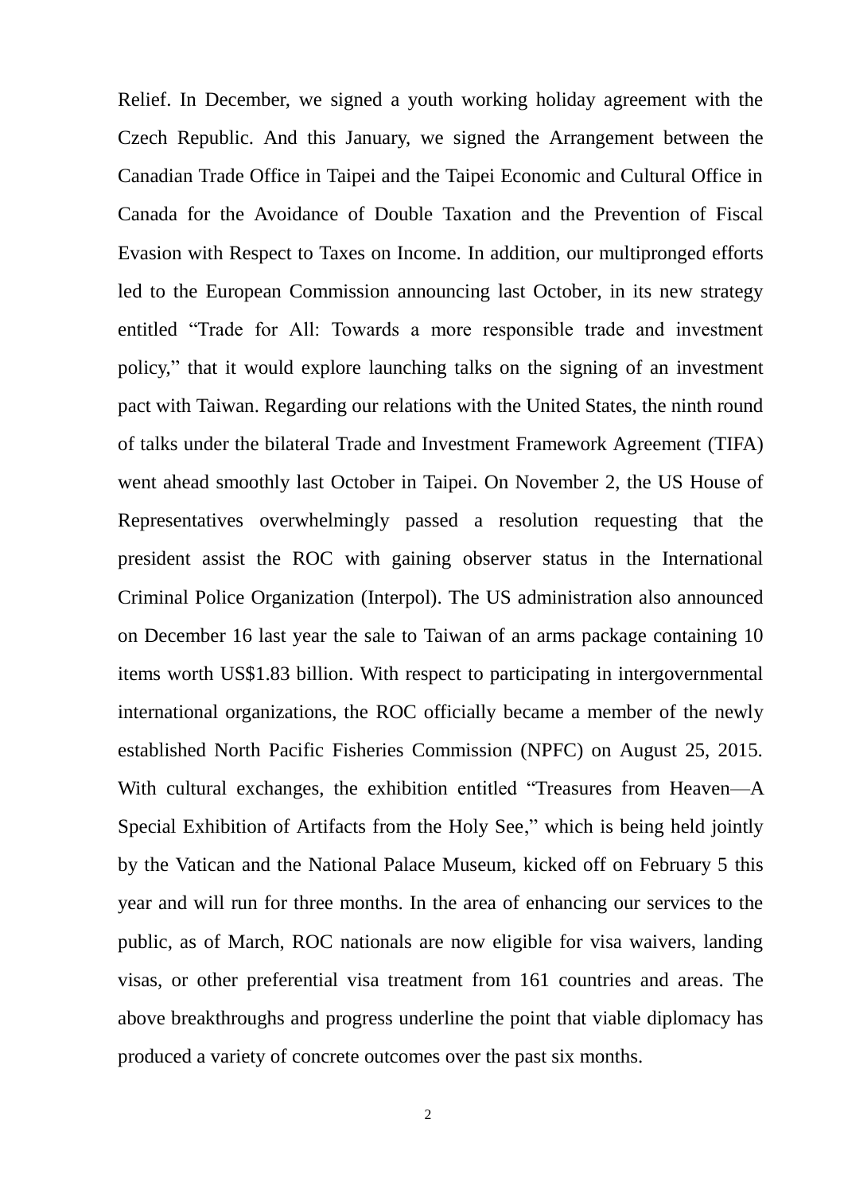Relief. In December, we signed a youth working holiday agreement with the Czech Republic. And this January, we signed the Arrangement between the Canadian Trade Office in Taipei and the Taipei Economic and Cultural Office in Canada for the Avoidance of Double Taxation and the Prevention of Fiscal Evasion with Respect to Taxes on Income. In addition, our multipronged efforts led to the European Commission announcing last October, in its new strategy entitled "Trade for All: Towards a more responsible trade and investment policy," that it would explore launching talks on the signing of an investment pact with Taiwan. Regarding our relations with the United States, the ninth round of talks under the bilateral Trade and Investment Framework Agreement (TIFA) went ahead smoothly last October in Taipei. On November 2, the US House of Representatives overwhelmingly passed a resolution requesting that the president assist the ROC with gaining observer status in the International Criminal Police Organization (Interpol). The US administration also announced on December 16 last year the sale to Taiwan of an arms package containing 10 items worth US$1.83 billion. With respect to participating in intergovernmental international organizations, the ROC officially became a member of the newly established North Pacific Fisheries Commission (NPFC) on August 25, 2015. With cultural exchanges, the exhibition entitled "Treasures from Heaven—A Special Exhibition of Artifacts from the Holy See," which is being held jointly by the Vatican and the National Palace Museum, kicked off on February 5 this year and will run for three months. In the area of enhancing our services to the public, as of March, ROC nationals are now eligible for visa waivers, landing visas, or other preferential visa treatment from 161 countries and areas. The above breakthroughs and progress underline the point that viable diplomacy has produced a variety of concrete outcomes over the past six months.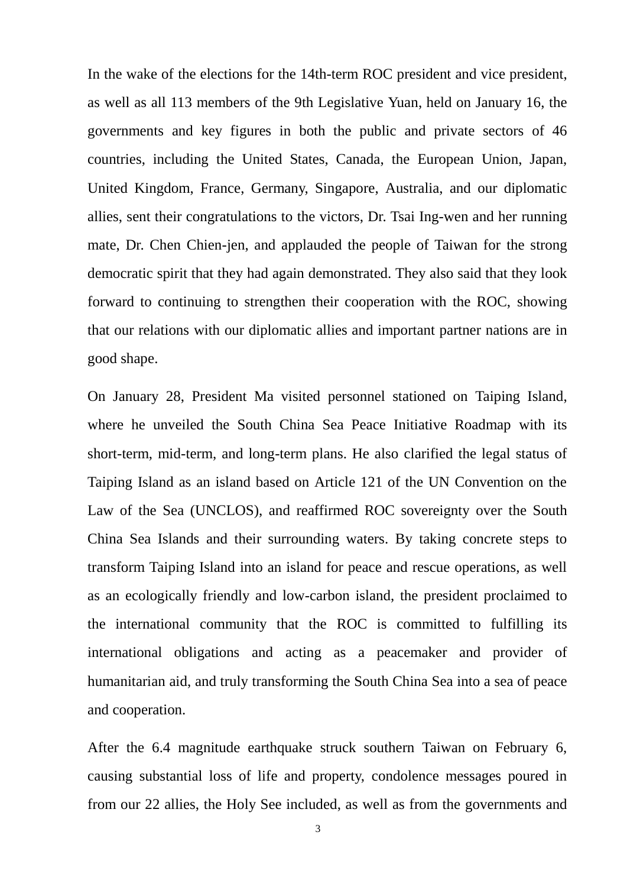In the wake of the elections for the 14th-term ROC president and vice president, as well as all 113 members of the 9th Legislative Yuan, held on January 16, the governments and key figures in both the public and private sectors of 46 countries, including the United States, Canada, the European Union, Japan, United Kingdom, France, Germany, Singapore, Australia, and our diplomatic allies, sent their congratulations to the victors, Dr. Tsai Ing-wen and her running mate, Dr. Chen Chien-jen, and applauded the people of Taiwan for the strong democratic spirit that they had again demonstrated. They also said that they look forward to continuing to strengthen their cooperation with the ROC, showing that our relations with our diplomatic allies and important partner nations are in good shape.

On January 28, President Ma visited personnel stationed on Taiping Island, where he unveiled the South China Sea Peace Initiative Roadmap with its short-term, mid-term, and long-term plans. He also clarified the legal status of Taiping Island as an island based on Article 121 of the UN Convention on the Law of the Sea (UNCLOS), and reaffirmed ROC sovereignty over the South China Sea Islands and their surrounding waters. By taking concrete steps to transform Taiping Island into an island for peace and rescue operations, as well as an ecologically friendly and low-carbon island, the president proclaimed to the international community that the ROC is committed to fulfilling its international obligations and acting as a peacemaker and provider of humanitarian aid, and truly transforming the South China Sea into a sea of peace and cooperation.

After the 6.4 magnitude earthquake struck southern Taiwan on February 6, causing substantial loss of life and property, condolence messages poured in from our 22 allies, the Holy See included, as well as from the governments and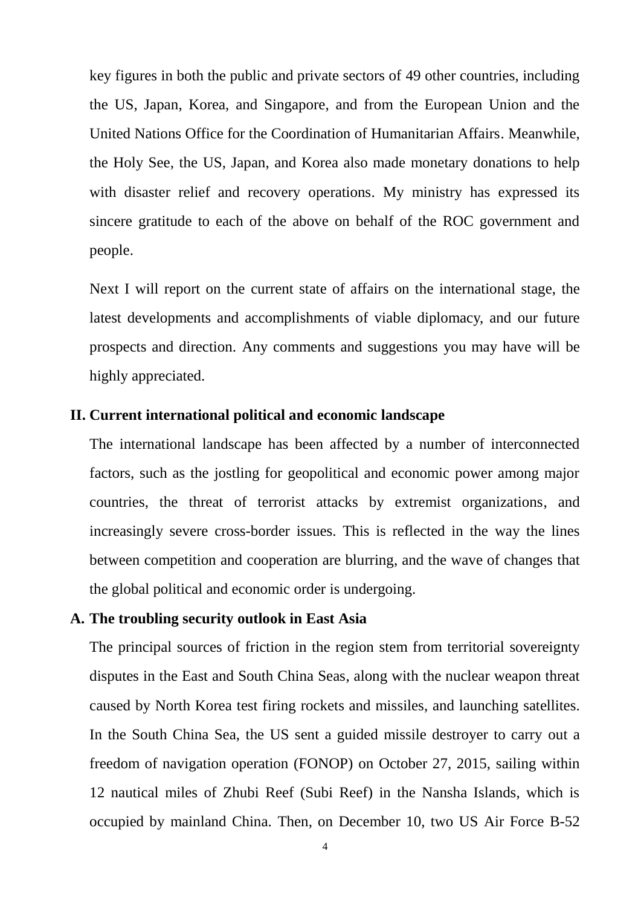key figures in both the public and private sectors of 49 other countries, including the US, Japan, Korea, and Singapore, and from the European Union and the United Nations Office for the Coordination of Humanitarian Affairs. Meanwhile, the Holy See, the US, Japan, and Korea also made monetary donations to help with disaster relief and recovery operations. My ministry has expressed its sincere gratitude to each of the above on behalf of the ROC government and people.

Next I will report on the current state of affairs on the international stage, the latest developments and accomplishments of viable diplomacy, and our future prospects and direction. Any comments and suggestions you may have will be highly appreciated.

## II. Current international political and economic landscape

The international landscape has been affected by a number of interconnected factors, such as the jostling for geopolitical and economic power among major countries, the threat of terrorist attacks by extremist organizations, and increasingly severe cross-border issues. This is reflected in the way the lines between competition and cooperation are blurring, and the wave of changes that the global political and economic order is undergoing.

### A. The troubling security outlook in East Asia

The principal sources of friction in the region stem from territorial sovereignty disputes in the East and South China Seas, along with the nuclear weapon threat caused by North Korea test firing rockets and missiles, and launching satellites. In the South China Sea, the US sent a guided missile destroyer to carry out a freedom of navigation operation (FONOP) on October 27, 2015, sailing within 12 nautical miles of Zhubi Reef (Subi Reef) in the Nansha Islands, which is occupied by mainland China. Then, on December 10, two US Air Force B-52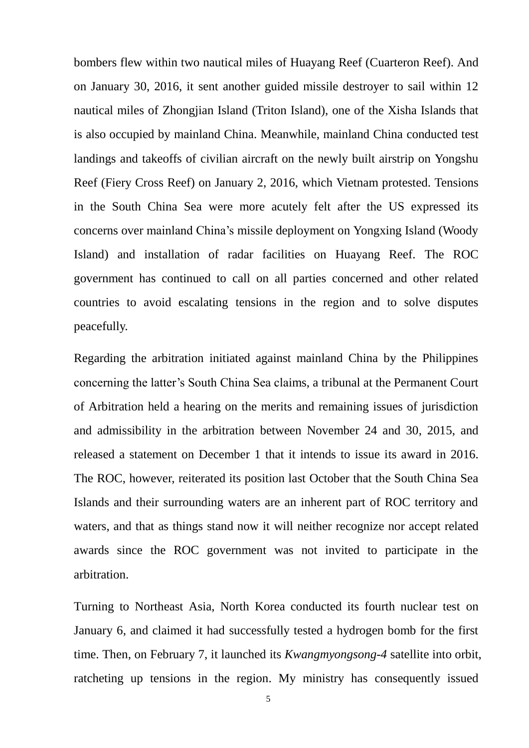bombers flew within two nautical miles of Huayang Reef (Cuarteron Reef). And on January 30, 2016, it sent another guided missile destroyer to sail within 12 nautical miles of Zhongjian Island (Triton Island), one of the Xisha Islands that is also occupied by mainland China. Meanwhile, mainland China conducted test landings and takeoffs of civilian aircraft on the newly built airstrip on Yongshu Reef (Fiery Cross Reef) on January 2, 2016, which Vietnam protested. Tensions in the South China Sea were more acutely felt after the US expressed its concerns over mainland China's missile deployment on Yongxing Island (Woody Island) and installation of radar facilities on Huayang Reef. The ROC government has continued to call on all parties concerned and other related countries to avoid escalating tensions in the region and to solve disputes peacefully.

Regarding the arbitration initiated against mainland China by the Philippines concerning the latter's South China Sea claims, a tribunal at the Permanent Court of Arbitration held a hearing on the merits and remaining issues of jurisdiction and admissibility in the arbitration between November 24 and 30, 2015, and released a statement on December 1 that it intends to issue its award in 2016. The ROC, however, reiterated its position last October that the South China Sea Islands and their surrounding waters are an inherent part of ROC territory and waters, and that as things stand now it will neither recognize nor accept related awards since the ROC government was not invited to participate in the arbitration.

Turning to Northeast Asia, North Korea conducted its fourth nuclear test on January 6, and claimed it had successfully tested a hydrogen bomb for the first time. Then, on February 7, it launched its *Kwangmyongsong-4* satellite into orbit, ratcheting up tensions in the region. My ministry has consequently issued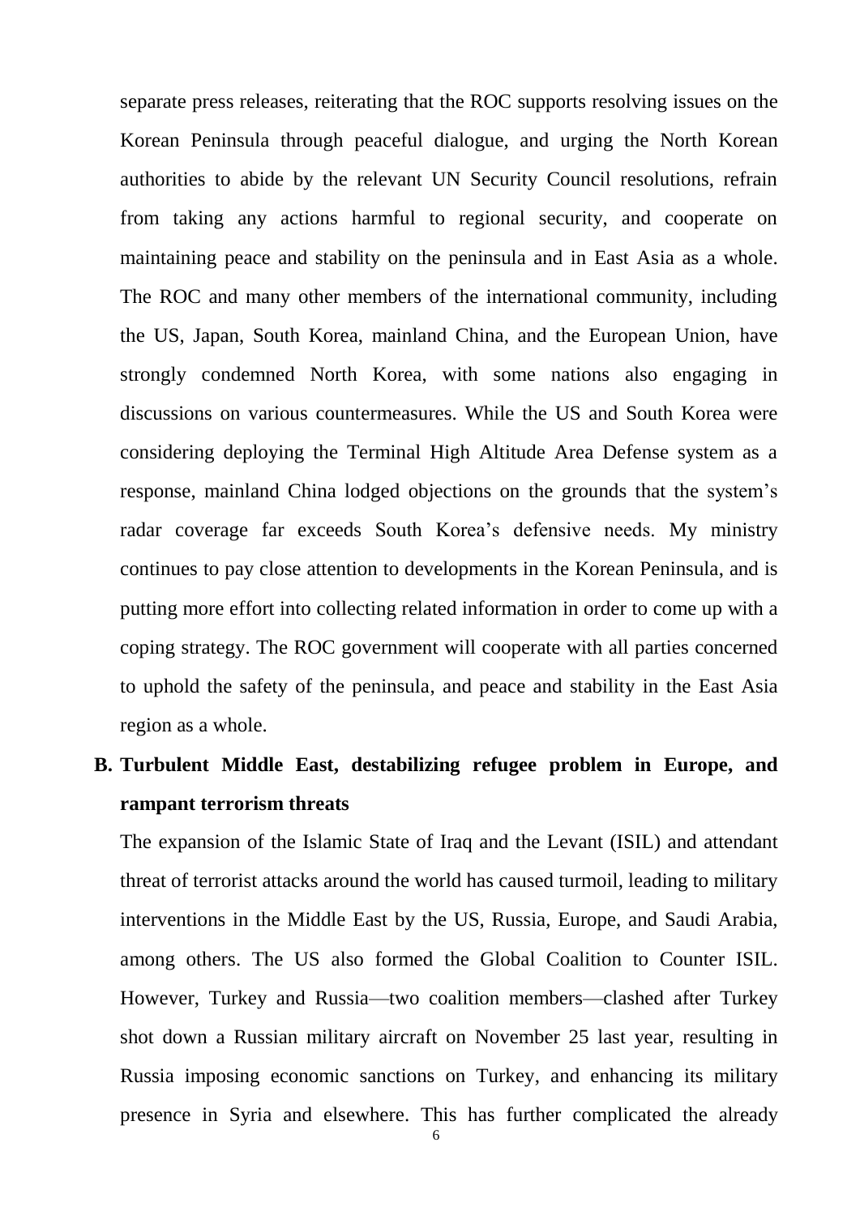separate press releases, reiterating that the ROC supports resolving issues on the Korean Peninsula through peaceful dialogue, and urging the North Korean authorities to abide by the relevant UN Security Council resolutions, refrain from taking any actions harmful to regional security, and cooperate on maintaining peace and stability on the peninsula and in East Asia as a whole. The ROC and many other members of the international community, including the US, Japan, South Korea, mainland China, and the European Union, have strongly condemned North Korea, with some nations also engaging in discussions on various countermeasures. While the US and South Korea were considering deploying the Terminal High Altitude Area Defense system as a response, mainland China lodged objections on the grounds that the system's radar coverage far exceeds South Korea's defensive needs. My ministry continues to pay close attention to developments in the Korean Peninsula, and is putting more effort into collecting related information in order to come up with a coping strategy. The ROC government will cooperate with all parties concerned to uphold the safety of the peninsula, and peace and stability in the East Asia region as a whole.

**B. Turbulent Middle East, destabilizing refugee problem in Europe, and rampant terrorism threats**

The expansion of the Islamic State of Iraq and the Levant (ISIL) and attendant threat of terrorist attacks around the world has caused turmoil, leading to military interventions in the Middle East by the US, Russia, Europe, and Saudi Arabia, among others. The US also formed the Global Coalition to Counter ISIL. However, Turkey and Russia—two coalition members—clashed after Turkey shot down a Russian military aircraft on November 25 last year, resulting in Russia imposing economic sanctions on Turkey, and enhancing its military presence in Syria and elsewhere. This has further complicated the already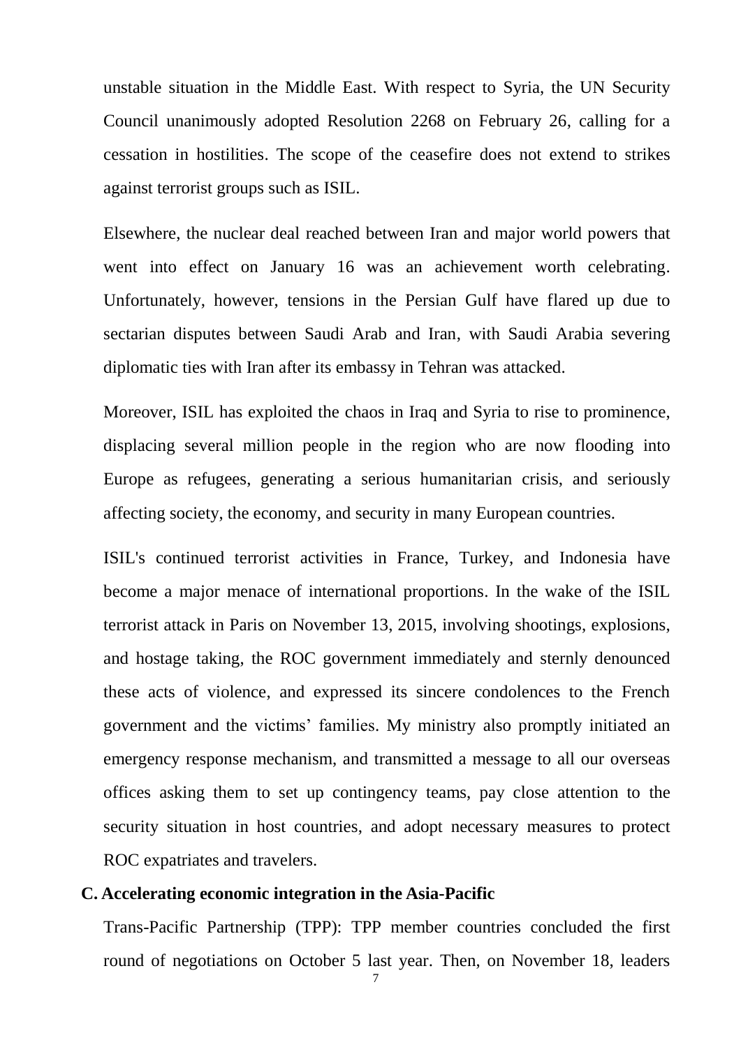unstable situation in the Middle East. With respect to Syria, the UN Security Council unanimously adopted Resolution 2268 on February 26, calling for a cessation in hostilities. The scope of the ceasefire does not extend to strikes against terrorist groups such as ISIL.

Elsewhere, the nuclear deal reached between Iran and major world powers that went into effect on January 16 was an achievement worth celebrating. Unfortunately, however, tensions in the Persian Gulf have flared up due to sectarian disputes between Saudi Arab and Iran, with Saudi Arabia severing diplomatic ties with Iran after its embassy in Tehran was attacked.

Moreover, ISIL has exploited the chaos in Iraq and Syria to rise to prominence, displacing several million people in the region who are now flooding into Europe as refugees, generating a serious humanitarian crisis, and seriously affecting society, the economy, and security in many European countries.

ISIL's continued terrorist activities in France, Turkey, and Indonesia have become a major menace of international proportions. In the wake of the ISIL terrorist attack in Paris on November 13, 2015, involving shootings, explosions, and hostage taking, the ROC government immediately and sternly denounced these acts of violence, and expressed its sincere condolences to the French government and the victims' families. My ministry also promptly initiated an emergency response mechanism, and transmitted a message to all our overseas offices asking them to set up contingency teams, pay close attention to the security situation in host countries, and adopt necessary measures to protect ROC expatriates and travelers.

### C. Accelerating economic integration in the Asia-Pacific

Trans-Pacific Partnership (TPP): TPP member countries concluded the first round of negotiations on October 5 last year. Then, on November 18, leaders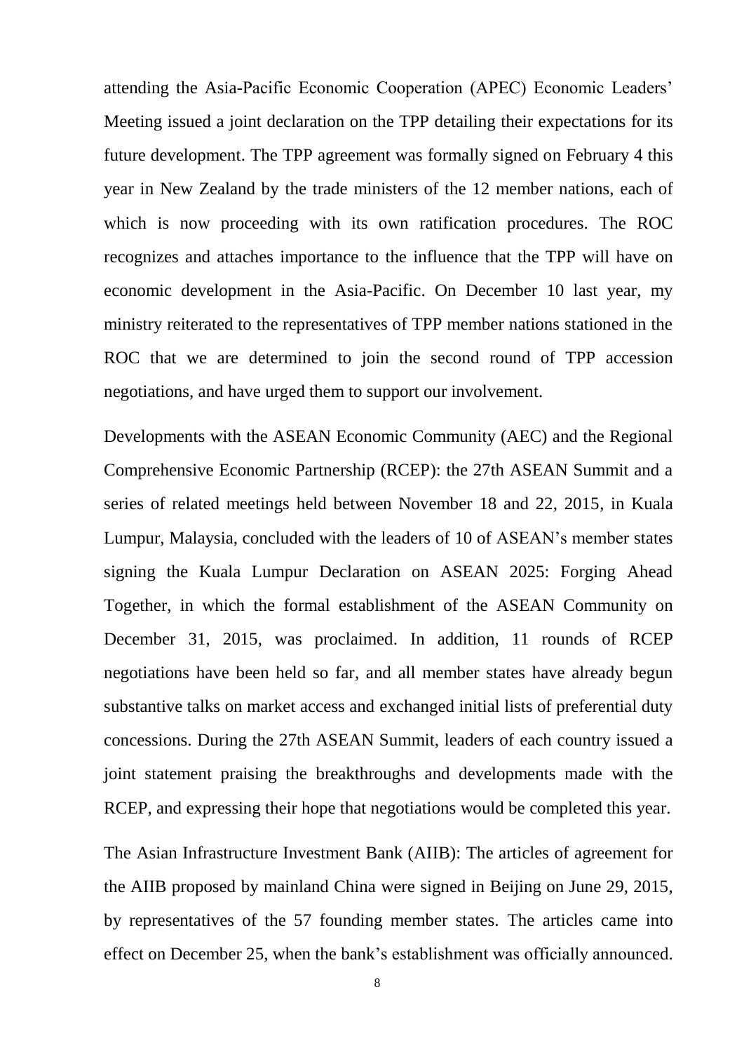attending the Asia-Pacific Economic Cooperation (APEC) Economic Leaders' Meeting issued a joint declaration on the TPP detailing their expectations for its future development. The TPP agreement was formally signed on February 4 this year in New Zealand by the trade ministers of the 12 member nations, each of which is now proceeding with its own ratification procedures. The ROC recognizes and attaches importance to the influence that the TPP will have on economic development in the Asia-Pacific. On December 10 last year, my ministry reiterated to the representatives of TPP member nations stationed in the ROC that we are determined to join the second round of TPP accession negotiations, and have urged them to support our involvement.

Developments with the ASEAN Economic Community (AEC) and the Regional Comprehensive Economic Partnership (RCEP): the 27th ASEAN Summit and a series of related meetings held between November 18 and 22, 2015, in Kuala Lumpur, Malaysia, concluded with the leaders of 10 of ASEAN's member states signing the Kuala Lumpur Declaration on ASEAN 2025: Forging Ahead Together, in which the formal establishment of the ASEAN Community on December 31, 2015, was proclaimed. In addition, 11 rounds of RCEP negotiations have been held so far, and all member states have already begun substantive talks on market access and exchanged initial lists of preferential duty concessions. During the 27th ASEAN Summit, leaders of each country issued a joint statement praising the breakthroughs and developments made with the RCEP, and expressing their hope that negotiations would be completed this year.

The Asian Infrastructure Investment Bank (AIIB): The articles of agreement for the AIIB proposed by mainland China were signed in Beijing on June 29, 2015, by representatives of the 57 founding member states. The articles came into effect on December 25, when the bank's establishment was officially announced.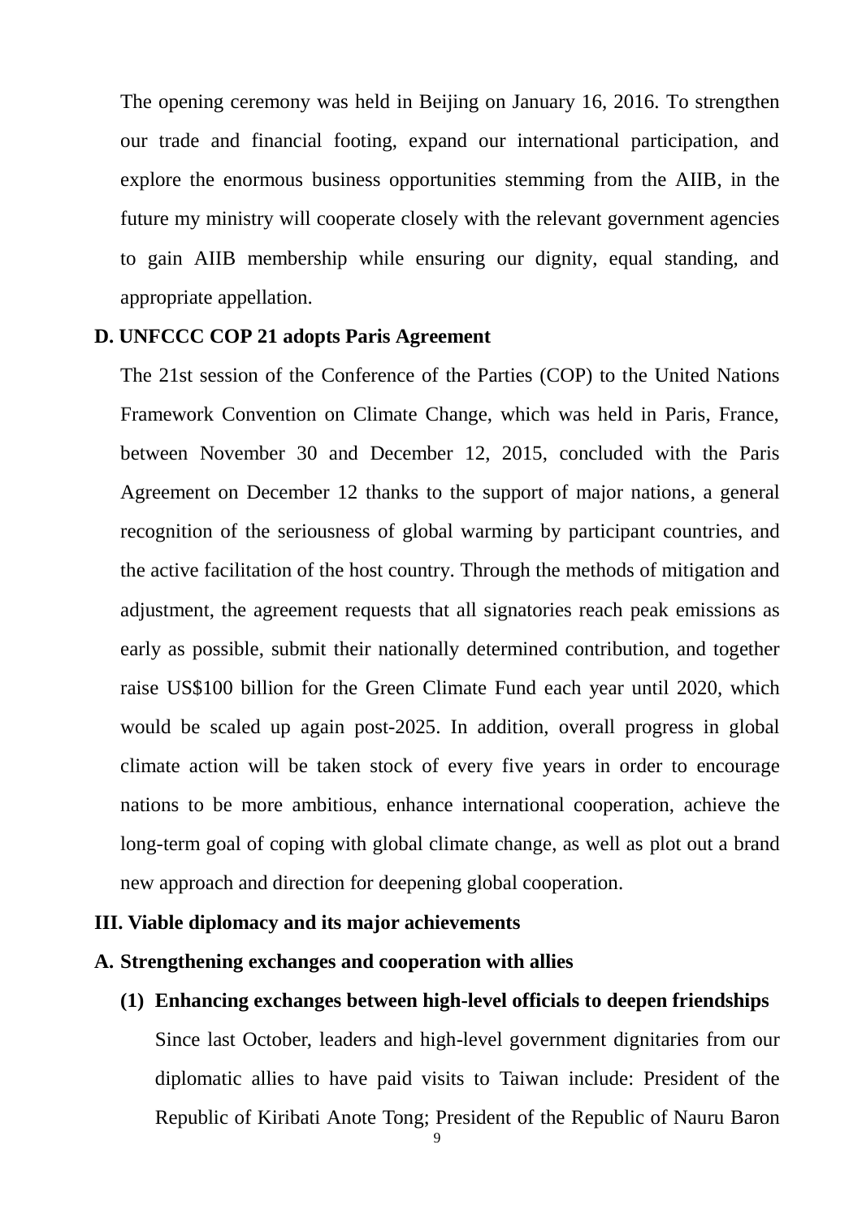The opening ceremony was held in Beijing on January 16, 2016. To strengthen our trade and financial footing, expand our international participation, and explore the enormous business opportunities stemming from the AIIB, in the future my ministry will cooperate closely with the relevant government agencies to gain AIIB membership while ensuring our dignity, equal standing, and appropriate appellation.

### D. UNFCCC COP 21 adopts Paris Agreement

The 21st session of the Conference of the Parties (COP) to the United Nations Framework Convention on Climate Change, which was held in Paris, France, between November 30 and December 12, 2015, concluded with the Paris Agreement on December 12 thanks to the support of major nations, a general recognition of the seriousness of global warming by participant countries, and the active facilitation of the host country. Through the methods of mitigation and adjustment, the agreement requests that all signatories reach peak emissions as early as possible, submit their nationally determined contribution, and together raise US$100 billion for the Green Climate Fund each year until 2020, which would be scaled up again post-2025. In addition, overall progress in global climate action will be taken stock of every five years in order to encourage nations to be more ambitious, enhance international cooperation, achieve the long-term goal of coping with global climate change, as well as plot out a brand new approach and direction for deepening global cooperation.

## III. Viable diplomacy and its major achievements

### A. Strengthening exchanges and cooperation with allies

#### (1) Enhancing exchanges between high-level officials to deepen friendships

Since last October, leaders and high-level government dignitaries from our diplomatic allies to have paid visits to Taiwan include: President of the Republic of Kiribati Anote Tong; President of the Republic of Nauru Baron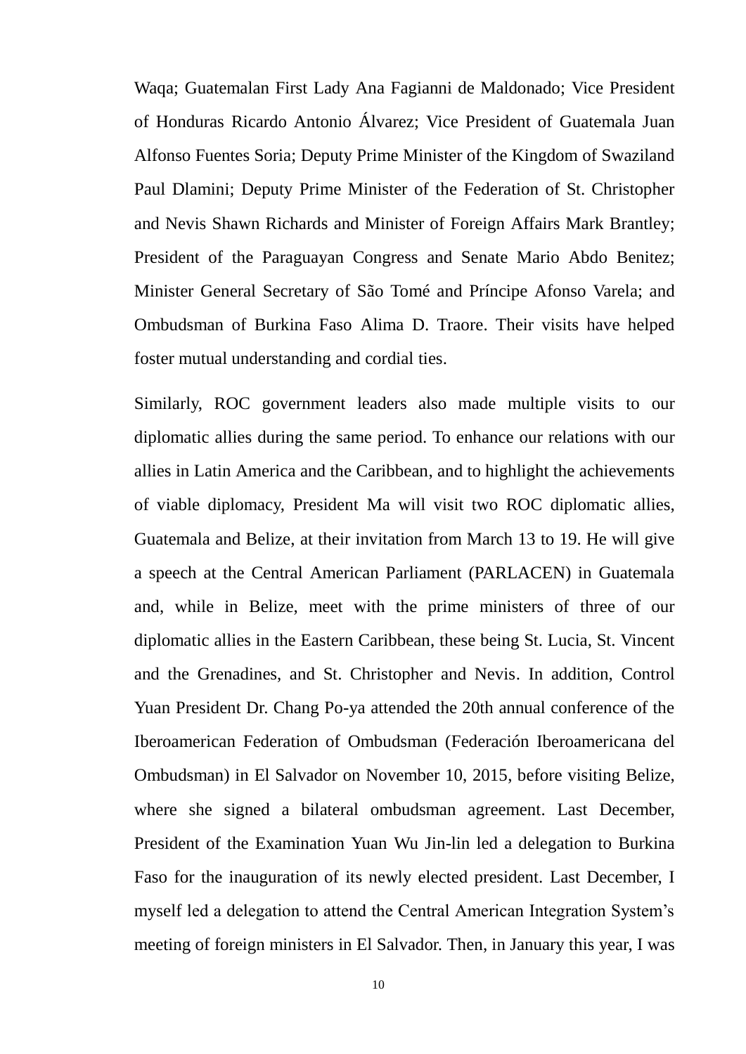Waqa; Guatemalan First Lady Ana Fagianni de Maldonado; Vice President of Honduras Ricardo Antonio Álvarez; Vice President of Guatemala Juan Alfonso Fuentes Soria; Deputy Prime Minister of the Kingdom of Swaziland Paul Dlamini; Deputy Prime Minister of the Federation of St. Christopher and Nevis Shawn Richards and Minister of Foreign Affairs Mark Brantley; President of the Paraguayan Congress and Senate Mario Abdo Benitez; Minister General Secretary of São Tomé and Príncipe Afonso Varela; and Ombudsman of Burkina Faso Alima D. Traore. Their visits have helped foster mutual understanding and cordial ties.

Similarly, ROC government leaders also made multiple visits to our diplomatic allies during the same period. To enhance our relations with our allies in Latin America and the Caribbean, and to highlight the achievements of viable diplomacy, President Ma will visit two ROC diplomatic allies, Guatemala and Belize, at their invitation from March 13 to 19. He will give a speech at the Central American Parliament (PARLACEN) in Guatemala and, while in Belize, meet with the prime ministers of three of our diplomatic allies in the Eastern Caribbean, these being St. Lucia, St. Vincent and the Grenadines, and St. Christopher and Nevis. In addition, Control Yuan President Dr. Chang Po-ya attended the 20th annual conference of the Iberoamerican Federation of Ombudsman (Federación Iberoamericana del Ombudsman) in El Salvador on November 10, 2015, before visiting Belize, where she signed a bilateral ombudsman agreement. Last December, President of the Examination Yuan Wu Jin-lin led a delegation to Burkina Faso for the inauguration of its newly elected president. Last December, I myself led a delegation to attend the Central American Integration System's meeting of foreign ministers in El Salvador. Then, in January this year, I was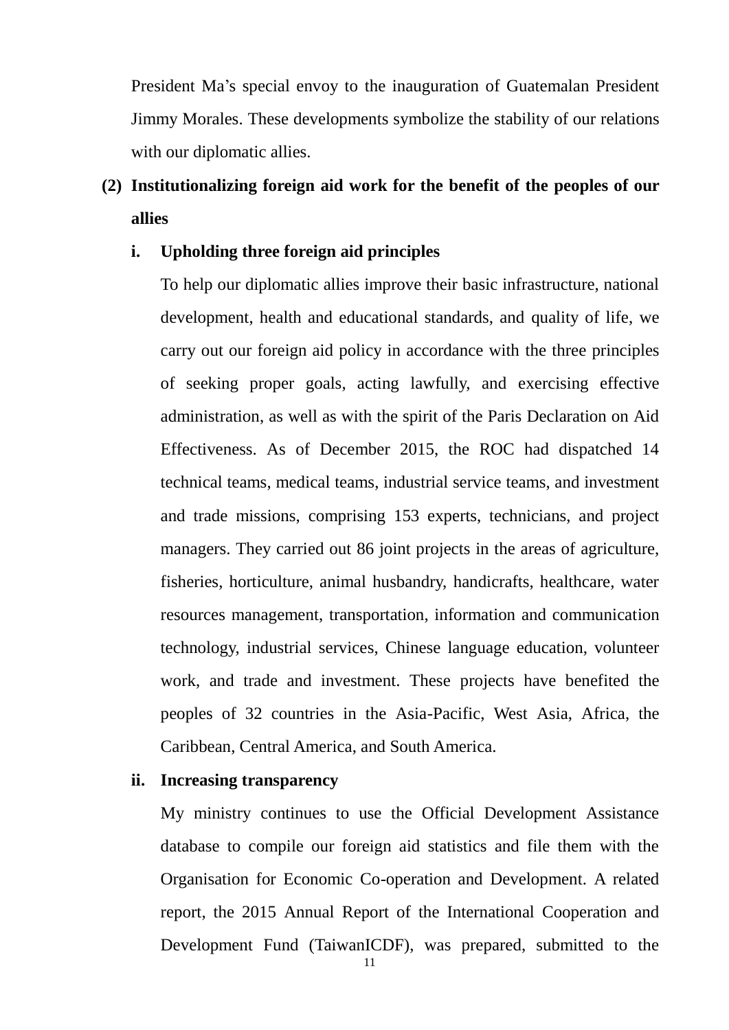President Ma's special envoy to the inauguration of Guatemalan President Jimmy Morales. These developments symbolize the stability of our relations with our diplomatic allies.

**(2) Institutionalizing foreign aid work for the benefit of the peoples of our allies**

**i. Upholding three foreign aid principles**

To help our diplomatic allies improve their basic infrastructure, national development, health and educational standards, and quality of life, we carry out our foreign aid policy in accordance with the three principles of seeking proper goals, acting lawfully, and exercising effective administration, as well as with the spirit of the Paris Declaration on Aid Effectiveness. As of December 2015, the ROC had dispatched 14 technical teams, medical teams, industrial service teams, and investment and trade missions, comprising 153 experts, technicians, and project managers. They carried out 86 joint projects in the areas of agriculture, fisheries, horticulture, animal husbandry, handicrafts, healthcare, water resources management, transportation, information and communication technology, industrial services, Chinese language education, volunteer work, and trade and investment. These projects have benefited the peoples of 32 countries in the Asia-Pacific, West Asia, Africa, the Caribbean, Central America, and South America.

**ii. Increasing transparency**

My ministry continues to use the Official Development Assistance database to compile our foreign aid statistics and file them with the Organisation for Economic Co-operation and Development. A related report, the 2015 Annual Report of the International Cooperation and Development Fund (TaiwanICDF), was prepared, submitted to the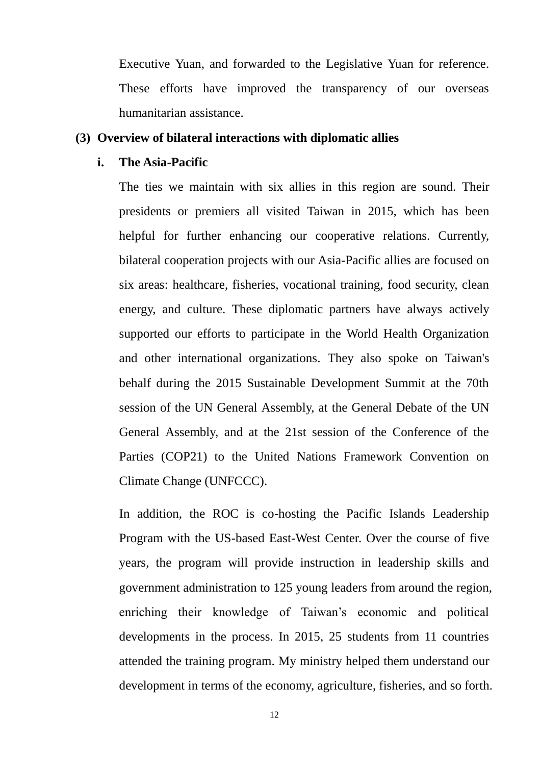Executive Yuan, and forwarded to the Legislative Yuan for reference. These efforts have improved the transparency of our overseas humanitarian assistance.

**(3) Overview of bilateral interactions with diplomatic allies**

**i. The Asia-Pacific**

The ties we maintain with six allies in this region are sound. Their presidents or premiers all visited Taiwan in 2015, which has been helpful for further enhancing our cooperative relations. Currently, bilateral cooperation projects with our Asia-Pacific allies are focused on six areas: healthcare, fisheries, vocational training, food security, clean energy, and culture. These diplomatic partners have always actively supported our efforts to participate in the World Health Organization and other international organizations. They also spoke on Taiwan's behalf during the 2015 Sustainable Development Summit at the 70th session of the UN General Assembly, at the General Debate of the UN General Assembly, and at the 21st session of the Conference of the Parties (COP21) to the United Nations Framework Convention on Climate Change (UNFCCC).

In addition, the ROC is co-hosting the Pacific Islands Leadership Program with the US-based East-West Center. Over the course of five years, the program will provide instruction in leadership skills and government administration to 125 young leaders from around the region, enriching their knowledge of Taiwan’s economic and political developments in the process. In 2015, 25 students from 11 countries attended the training program. My ministry helped them understand our development in terms of the economy, agriculture, fisheries, and so forth.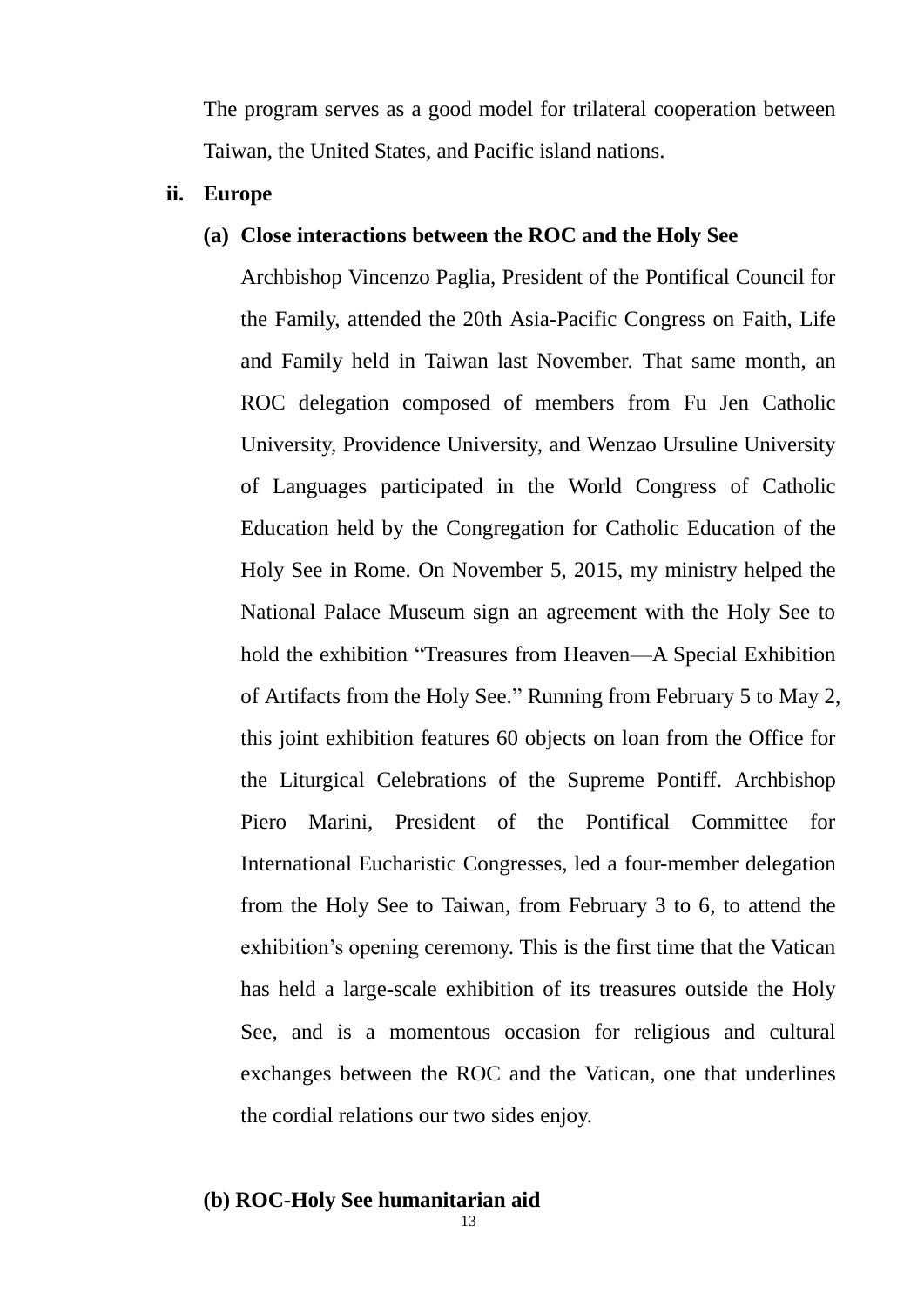The program serves as a good model for trilateral cooperation between Taiwan, the United States, and Pacific island nations.

**ii. Europe**

**(a) Close interactions between the ROC and the Holy See**

Archbishop Vincenzo Paglia, President of the Pontifical Council for the Family, attended the 20th Asia-Pacific Congress on Faith, Life and Family held in Taiwan last November. That same month, an ROC delegation composed of members from Fu Jen Catholic University, Providence University, and Wenzao Ursuline University of Languages participated in the World Congress of Catholic Education held by the Congregation for Catholic Education of the Holy See in Rome. On November 5, 2015, my ministry helped the National Palace Museum sign an agreement with the Holy See to hold the exhibition "Treasures from Heaven—A Special Exhibition of Artifacts from the Holy See." Running from February 5 to May 2, this joint exhibition features 60 objects on loan from the Office for the Liturgical Celebrations of the Supreme Pontiff. Archbishop Piero Marini, President of the Pontifical Committee for International Eucharistic Congresses, led a four-member delegation from the Holy See to Taiwan, from February 3 to 6, to attend the exhibition's opening ceremony. This is the first time that the Vatican has held a large-scale exhibition of its treasures outside the Holy See, and is a momentous occasion for religious and cultural exchanges between the ROC and the Vatican, one that underlines the cordial relations our two sides enjoy.

**(b) ROC-Holy See humanitarian aid**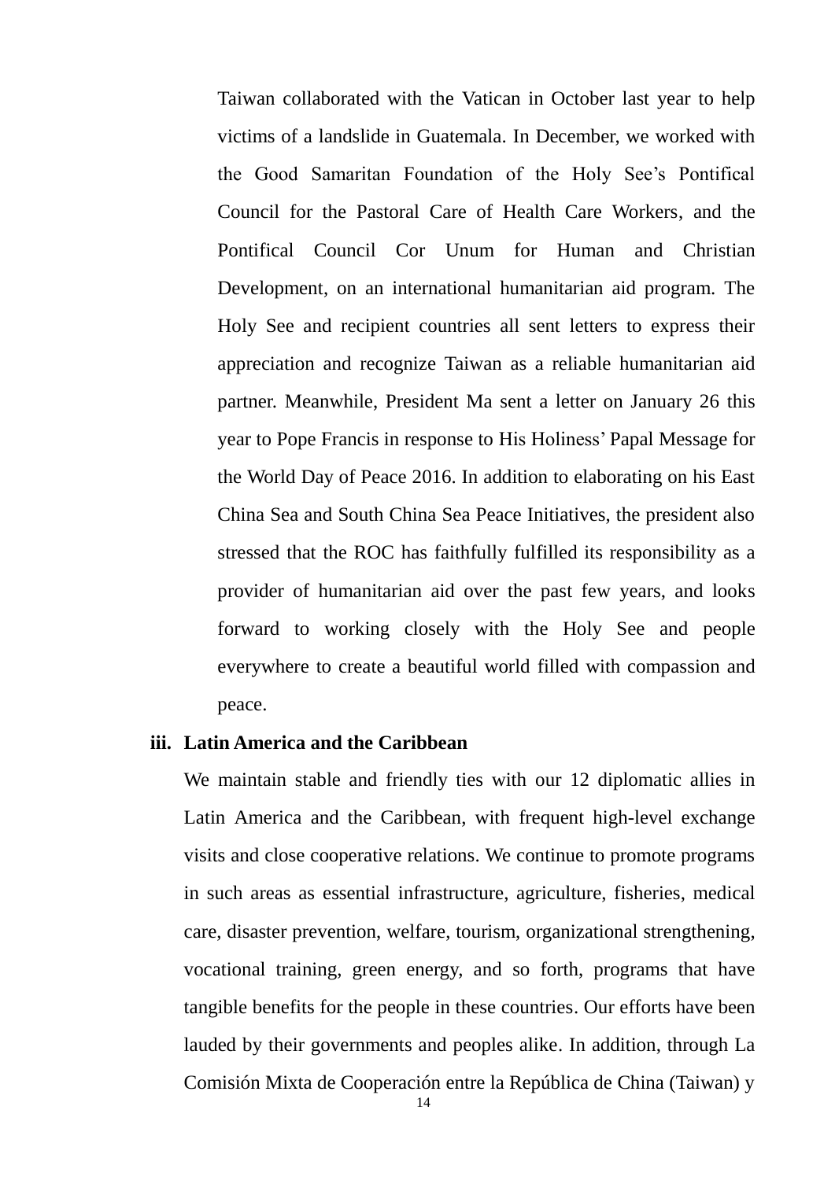Taiwan collaborated with the Vatican in October last year to help victims of a landslide in Guatemala. In December, we worked with the Good Samaritan Foundation of the Holy See's Pontifical Council for the Pastoral Care of Health Care Workers, and the Pontifical Council Cor Unum for Human and Christian Development, on an international humanitarian aid program. The Holy See and recipient countries all sent letters to express their appreciation and recognize Taiwan as a reliable humanitarian aid partner. Meanwhile, President Ma sent a letter on January 26 this year to Pope Francis in response to His Holiness' Papal Message for the World Day of Peace 2016. In addition to elaborating on his East China Sea and South China Sea Peace Initiatives, the president also stressed that the ROC has faithfully fulfilled its responsibility as a provider of humanitarian aid over the past few years, and looks forward to working closely with the Holy See and people everywhere to create a beautiful world filled with compassion and peace.

**iii. Latin America and the Caribbean**

We maintain stable and friendly ties with our 12 diplomatic allies in Latin America and the Caribbean, with frequent high-level exchange visits and close cooperative relations. We continue to promote programs in such areas as essential infrastructure, agriculture, fisheries, medical care, disaster prevention, welfare, tourism, organizational strengthening, vocational training, green energy, and so forth, programs that have tangible benefits for the people in these countries. Our efforts have been lauded by their governments and peoples alike. In addition, through La Comisión Mixta de Cooperación entre la República de China (Taiwan) y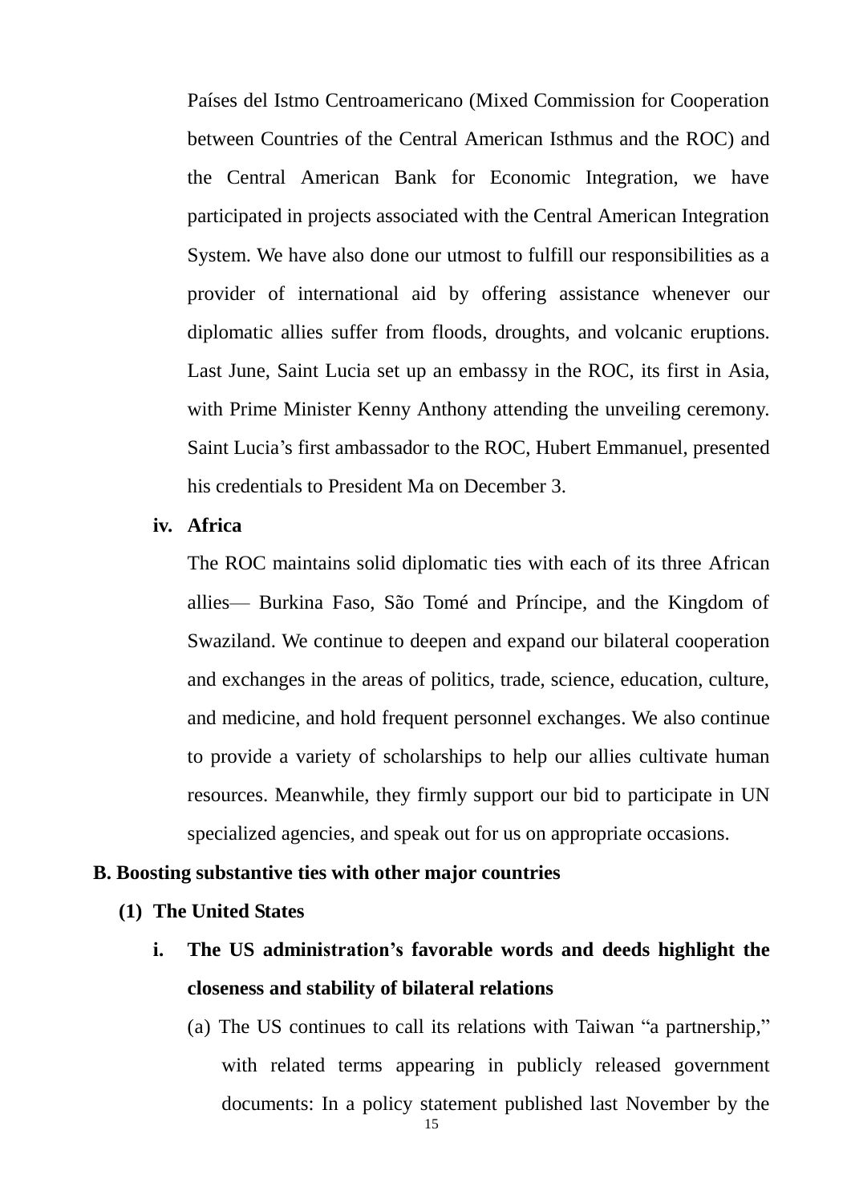Países del Istmo Centroamericano (Mixed Commission for Cooperation between Countries of the Central American Isthmus and the ROC) and the Central American Bank for Economic Integration, we have participated in projects associated with the Central American Integration System. We have also done our utmost to fulfill our responsibilities as a provider of international aid by offering assistance whenever our diplomatic allies suffer from floods, droughts, and volcanic eruptions. Last June, Saint Lucia set up an embassy in the ROC, its first in Asia, with Prime Minister Kenny Anthony attending the unveiling ceremony. Saint Lucia's first ambassador to the ROC, Hubert Emmanuel, presented his credentials to President Ma on December 3.

**iv. Africa**

The ROC maintains solid diplomatic ties with each of its three African allies— Burkina Faso, São Tomé and Príncipe, and the Kingdom of Swaziland. We continue to deepen and expand our bilateral cooperation and exchanges in the areas of politics, trade, science, education, culture, and medicine, and hold frequent personnel exchanges. We also continue to provide a variety of scholarships to help our allies cultivate human resources. Meanwhile, they firmly support our bid to participate in UN specialized agencies, and speak out for us on appropriate occasions.

## B. Boosting substantive ties with other major countries

### (1) The United States

**i. The US administration's favorable words and deeds highlight the closeness and stability of bilateral relations**

(a) The US continues to call its relations with Taiwan "a partnership," with related terms appearing in publicly released government documents: In a policy statement published last November by the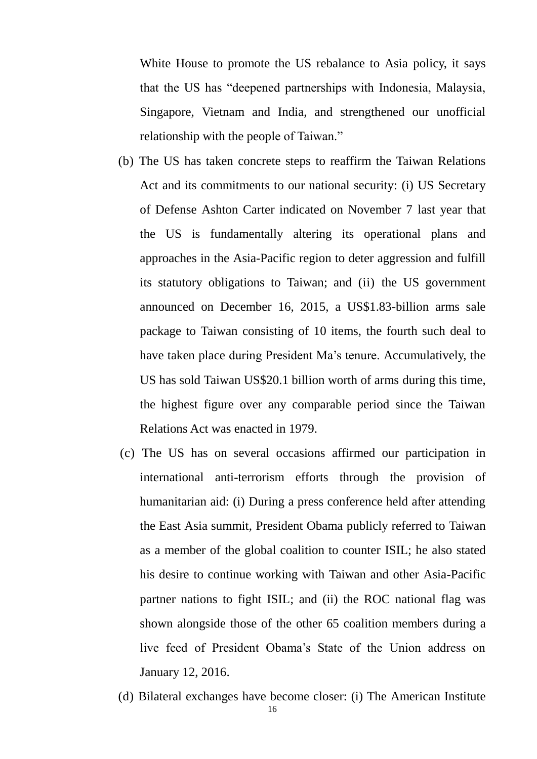White House to promote the US rebalance to Asia policy, it says that the US has "deepened partnerships with Indonesia, Malaysia, Singapore, Vietnam and India, and strengthened our unofficial relationship with the people of Taiwan."

(b) The US has taken concrete steps to reaffirm the Taiwan Relations Act and its commitments to our national security: (i) US Secretary of Defense Ashton Carter indicated on November 7 last year that the US is fundamentally altering its operational plans and approaches in the Asia-Pacific region to deter aggression and fulfill its statutory obligations to Taiwan; and (ii) the US government announced on December 16, 2015, a US$1.83-billion arms sale package to Taiwan consisting of 10 items, the fourth such deal to have taken place during President Ma's tenure. Accumulatively, the US has sold Taiwan US$20.1 billion worth of arms during this time, the highest figure over any comparable period since the Taiwan Relations Act was enacted in 1979.

(c) The US has on several occasions affirmed our participation in international anti-terrorism efforts through the provision of humanitarian aid: (i) During a press conference held after attending the East Asia summit, President Obama publicly referred to Taiwan as a member of the global coalition to counter ISIL; he also stated his desire to continue working with Taiwan and other Asia-Pacific partner nations to fight ISIL; and (ii) the ROC national flag was shown alongside those of the other 65 coalition members during a live feed of President Obama's State of the Union address on January 12, 2016.

(d) Bilateral exchanges have become closer: (i) The American Institute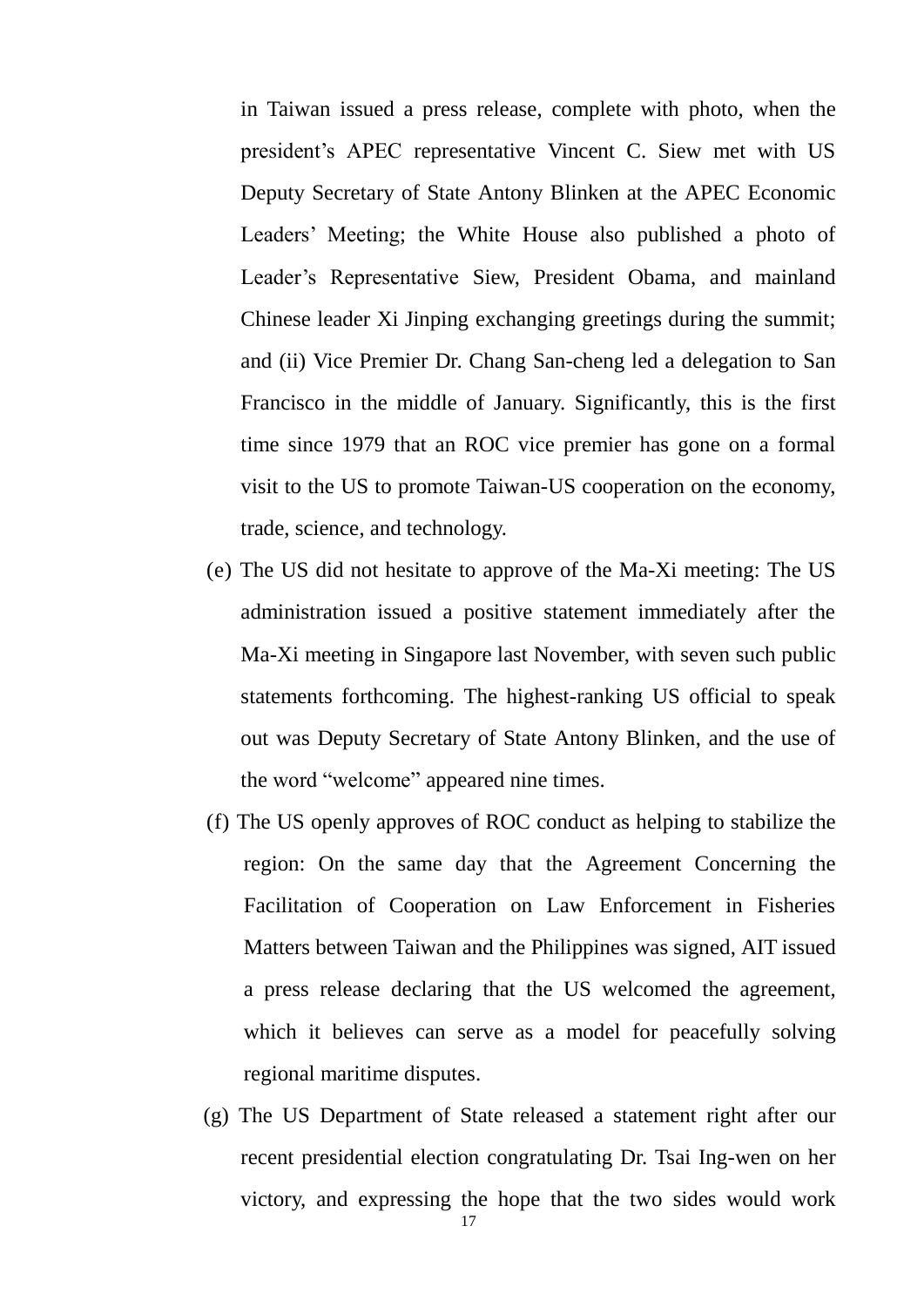in Taiwan issued a press release, complete with photo, when the president's APEC representative Vincent C. Siew met with US Deputy Secretary of State Antony Blinken at the APEC Economic Leaders' Meeting; the White House also published a photo of Leader's Representative Siew, President Obama, and mainland Chinese leader Xi Jinping exchanging greetings during the summit; and (ii) Vice Premier Dr. Chang San-cheng led a delegation to San Francisco in the middle of January. Significantly, this is the first time since 1979 that an ROC vice premier has gone on a formal visit to the US to promote Taiwan-US cooperation on the economy, trade, science, and technology.

(e) The US did not hesitate to approve of the Ma-Xi meeting: The US administration issued a positive statement immediately after the Ma-Xi meeting in Singapore last November, with seven such public statements forthcoming. The highest-ranking US official to speak out was Deputy Secretary of State Antony Blinken, and the use of the word "welcome" appeared nine times.

(f) The US openly approves of ROC conduct as helping to stabilize the region: On the same day that the Agreement Concerning the Facilitation of Cooperation on Law Enforcement in Fisheries Matters between Taiwan and the Philippines was signed, AIT issued a press release declaring that the US welcomed the agreement, which it believes can serve as a model for peacefully solving regional maritime disputes.

(g) The US Department of State released a statement right after our recent presidential election congratulating Dr. Tsai Ing-wen on her victory, and expressing the hope that the two sides would work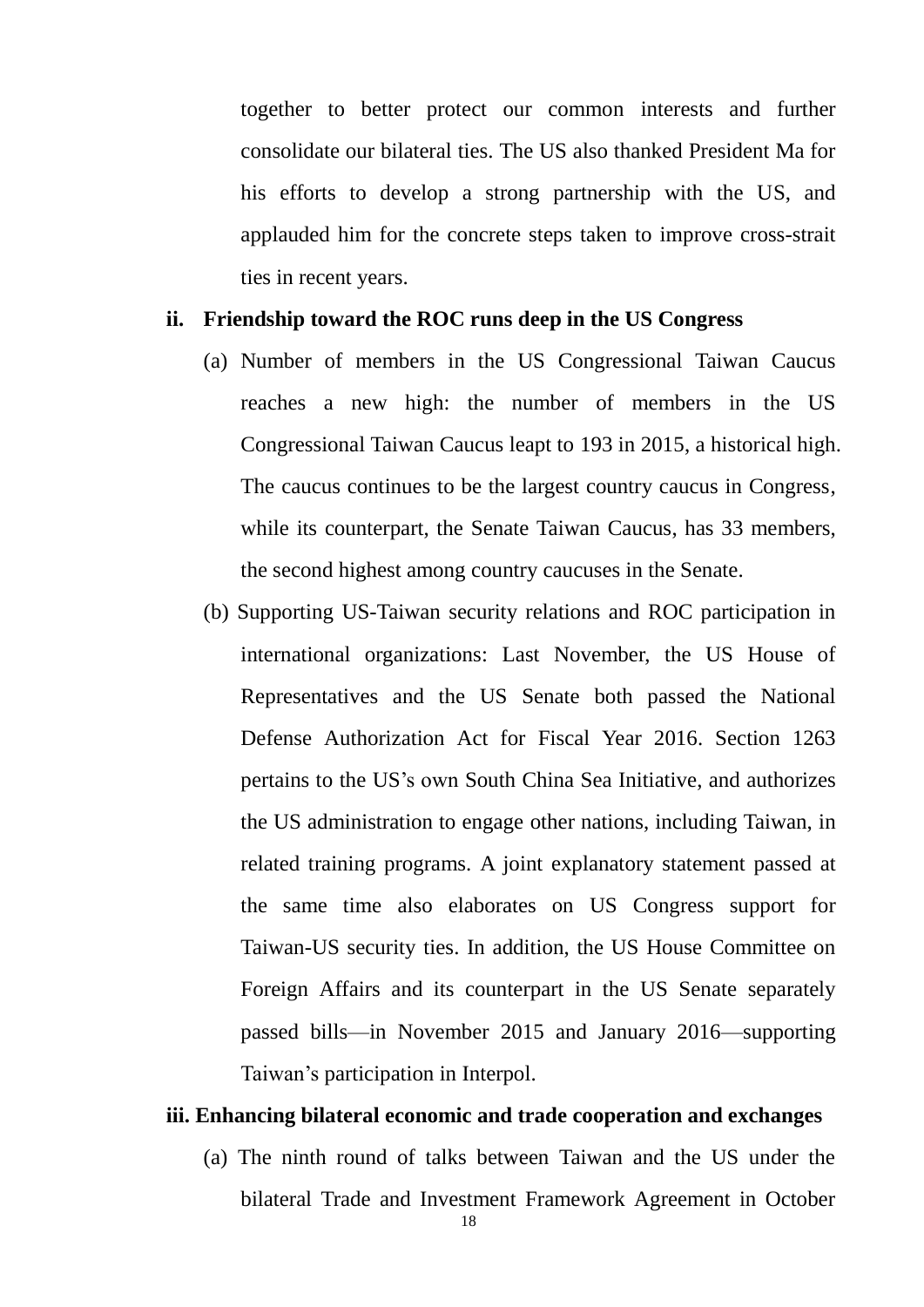together to better protect our common interests and further consolidate our bilateral ties. The US also thanked President Ma for his efforts to develop a strong partnership with the US, and applauded him for the concrete steps taken to improve cross-strait ties in recent years.

**ii. Friendship toward the ROC runs deep in the US Congress**

(a) Number of members in the US Congressional Taiwan Caucus reaches a new high: the number of members in the US Congressional Taiwan Caucus leapt to 193 in 2015, a historical high. The caucus continues to be the largest country caucus in Congress, while its counterpart, the Senate Taiwan Caucus, has 33 members, the second highest among country caucuses in the Senate.

(b) Supporting US-Taiwan security relations and ROC participation in international organizations: Last November, the US House of Representatives and the US Senate both passed the National Defense Authorization Act for Fiscal Year 2016. Section 1263 pertains to the US's own South China Sea Initiative, and authorizes the US administration to engage other nations, including Taiwan, in related training programs. A joint explanatory statement passed at the same time also elaborates on US Congress support for Taiwan-US security ties. In addition, the US House Committee on Foreign Affairs and its counterpart in the US Senate separately passed bills—in November 2015 and January 2016—supporting Taiwan's participation in Interpol.

**iii. Enhancing bilateral economic and trade cooperation and exchanges**

(a) The ninth round of talks between Taiwan and the US under the bilateral Trade and Investment Framework Agreement in October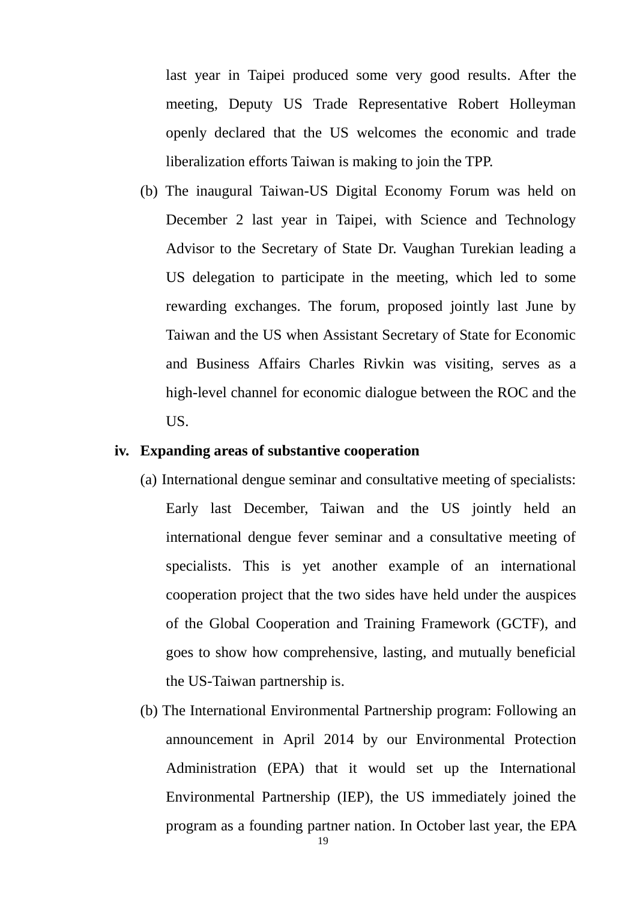last year in Taipei produced some very good results. After the meeting, Deputy US Trade Representative Robert Holleyman openly declared that the US welcomes the economic and trade liberalization efforts Taiwan is making to join the TPP.

(b) The inaugural Taiwan-US Digital Economy Forum was held on December 2 last year in Taipei, with Science and Technology Advisor to the Secretary of State Dr. Vaughan Turekian leading a US delegation to participate in the meeting, which led to some rewarding exchanges. The forum, proposed jointly last June by Taiwan and the US when Assistant Secretary of State for Economic and Business Affairs Charles Rivkin was visiting, serves as a high-level channel for economic dialogue between the ROC and the US.

**iv. Expanding areas of substantive cooperation**

(a) International dengue seminar and consultative meeting of specialists: Early last December, Taiwan and the US jointly held an international dengue fever seminar and a consultative meeting of specialists. This is yet another example of an international cooperation project that the two sides have held under the auspices of the Global Cooperation and Training Framework (GCTF), and goes to show how comprehensive, lasting, and mutually beneficial the US-Taiwan partnership is.

(b) The International Environmental Partnership program: Following an announcement in April 2014 by our Environmental Protection Administration (EPA) that it would set up the International Environmental Partnership (IEP), the US immediately joined the program as a founding partner nation. In October last year, the EPA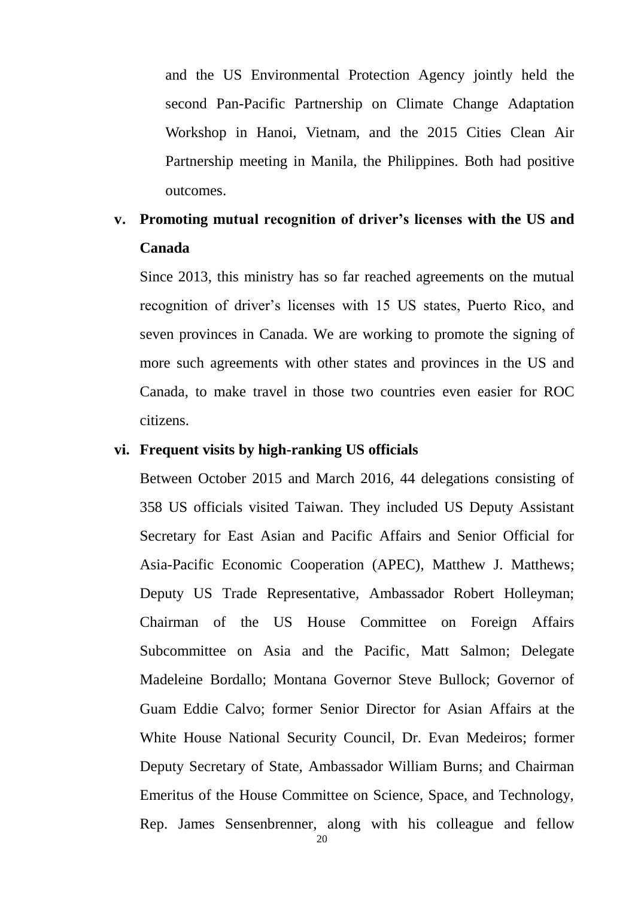and the US Environmental Protection Agency jointly held the second Pan-Pacific Partnership on Climate Change Adaptation Workshop in Hanoi, Vietnam, and the 2015 Cities Clean Air Partnership meeting in Manila, the Philippines. Both had positive outcomes.

**v. Promoting mutual recognition of driver's licenses with the US and Canada**

Since 2013, this ministry has so far reached agreements on the mutual recognition of driver's licenses with 15 US states, Puerto Rico, and seven provinces in Canada. We are working to promote the signing of more such agreements with other states and provinces in the US and Canada, to make travel in those two countries even easier for ROC citizens.

**vi. Frequent visits by high-ranking US officials**

Between October 2015 and March 2016, 44 delegations consisting of 358 US officials visited Taiwan. They included US Deputy Assistant Secretary for East Asian and Pacific Affairs and Senior Official for Asia-Pacific Economic Cooperation (APEC), Matthew J. Matthews; Deputy US Trade Representative, Ambassador Robert Holleyman; Chairman of the US House Committee on Foreign Affairs Subcommittee on Asia and the Pacific, Matt Salmon; Delegate Madeleine Bordallo; Montana Governor Steve Bullock; Governor of Guam Eddie Calvo; former Senior Director for Asian Affairs at the White House National Security Council, Dr. Evan Medeiros; former Deputy Secretary of State, Ambassador William Burns; and Chairman Emeritus of the House Committee on Science, Space, and Technology, Rep. James Sensenbrenner, along with his colleague and fellow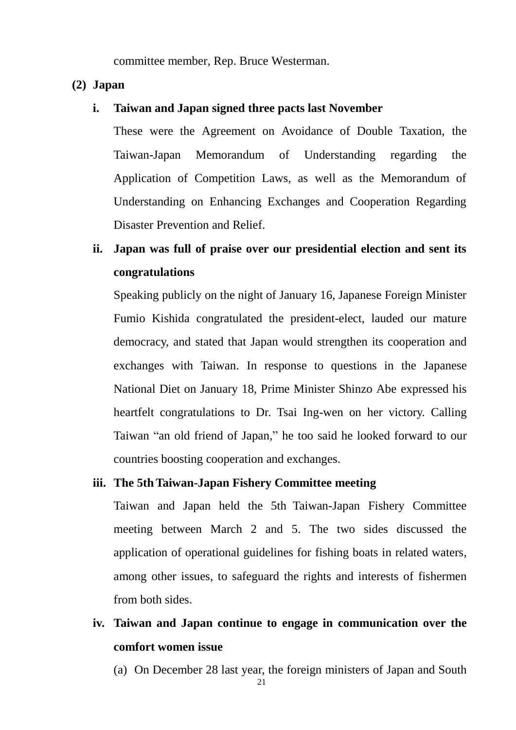committee member, Rep. Bruce Westerman.

**(2) Japan**

**i. Taiwan and Japan signed three pacts last November**

These were the Agreement on Avoidance of Double Taxation, the Taiwan-Japan Memorandum of Understanding regarding the Application of Competition Laws, as well as the Memorandum of Understanding on Enhancing Exchanges and Cooperation Regarding Disaster Prevention and Relief.

**ii. Japan was full of praise over our presidential election and sent its congratulations**

Speaking publicly on the night of January 16, Japanese Foreign Minister Fumio Kishida congratulated the president-elect, lauded our mature democracy, and stated that Japan would strengthen its cooperation and exchanges with Taiwan. In response to questions in the Japanese National Diet on January 18, Prime Minister Shinzo Abe expressed his heartfelt congratulations to Dr. Tsai Ing-wen on her victory. Calling Taiwan "an old friend of Japan," he too said he looked forward to our countries boosting cooperation and exchanges.

**iii. The 5th Taiwan-Japan Fishery Committee meeting**

Taiwan and Japan held the 5th Taiwan-Japan Fishery Committee meeting between March 2 and 5. The two sides discussed the application of operational guidelines for fishing boats in related waters, among other issues, to safeguard the rights and interests of fishermen from both sides.

**iv. Taiwan and Japan continue to engage in communication over the comfort women issue**

(a) On December 28 last year, the foreign ministers of Japan and South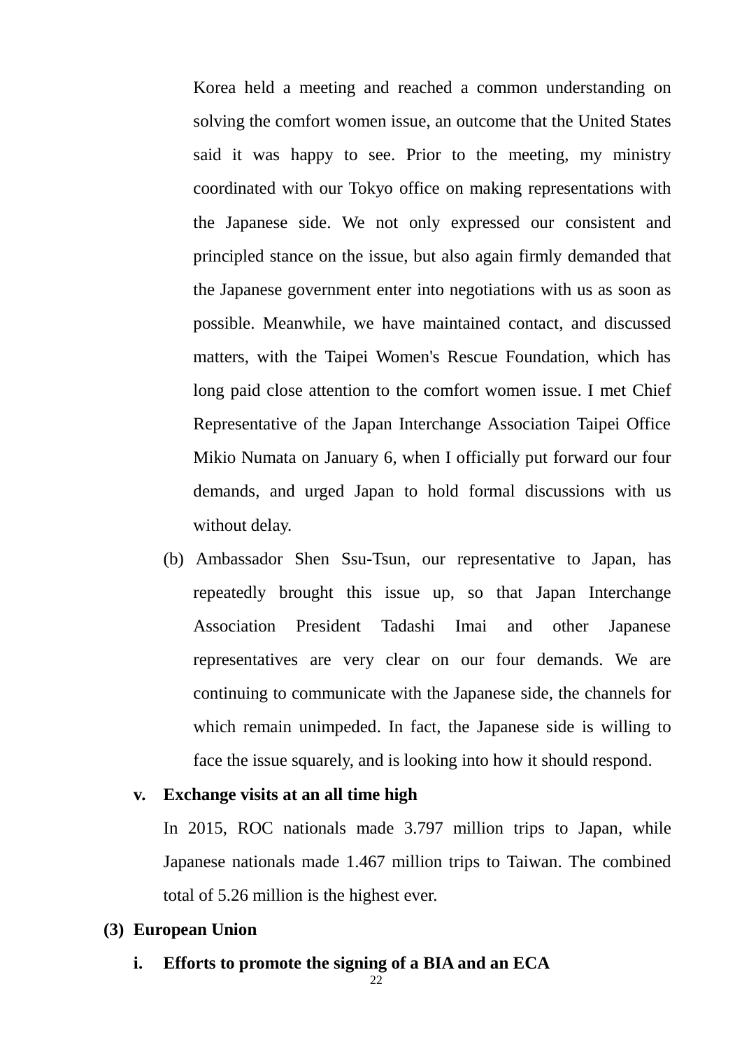Korea held a meeting and reached a common understanding on solving the comfort women issue, an outcome that the United States said it was happy to see. Prior to the meeting, my ministry coordinated with our Tokyo office on making representations with the Japanese side. We not only expressed our consistent and principled stance on the issue, but also again firmly demanded that the Japanese government enter into negotiations with us as soon as possible. Meanwhile, we have maintained contact, and discussed matters, with the Taipei Women's Rescue Foundation, which has long paid close attention to the comfort women issue. I met Chief Representative of the Japan Interchange Association Taipei Office Mikio Numata on January 6, when I officially put forward our four demands, and urged Japan to hold formal discussions with us without delay.

(b) Ambassador Shen Ssu-Tsun, our representative to Japan, has repeatedly brought this issue up, so that Japan Interchange Association President Tadashi Imai and other Japanese representatives are very clear on our four demands. We are continuing to communicate with the Japanese side, the channels for which remain unimpeded. In fact, the Japanese side is willing to face the issue squarely, and is looking into how it should respond.

**v. Exchange visits at an all time high**

In 2015, ROC nationals made 3.797 million trips to Japan, while Japanese nationals made 1.467 million trips to Taiwan. The combined total of 5.26 million is the highest ever.

**(3) European Union**

**i. Efforts to promote the signing of a BIA and an ECA**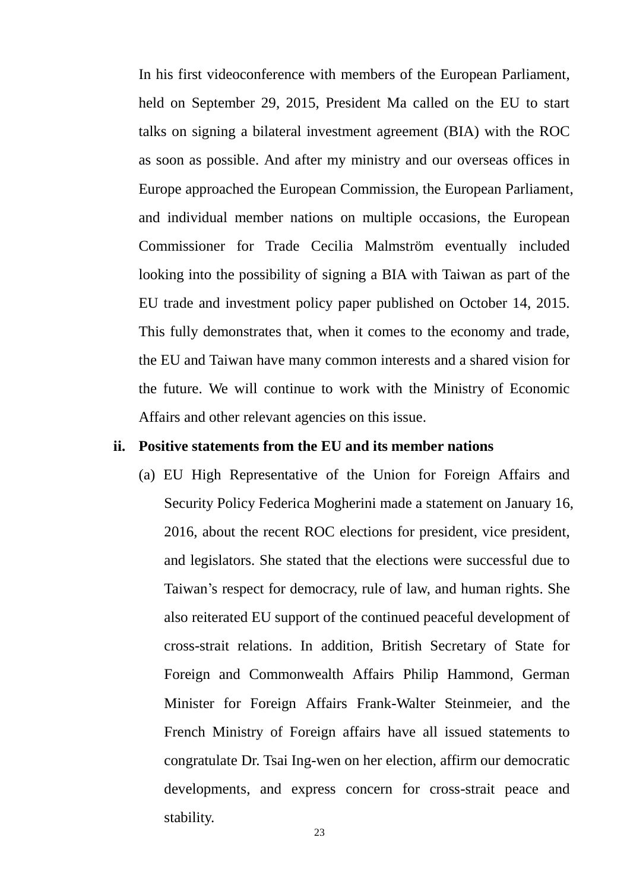In his first videoconference with members of the European Parliament, held on September 29, 2015, President Ma called on the EU to start talks on signing a bilateral investment agreement (BIA) with the ROC as soon as possible. And after my ministry and our overseas offices in Europe approached the European Commission, the European Parliament, and individual member nations on multiple occasions, the European Commissioner for Trade Cecilia Malmström eventually included looking into the possibility of signing a BIA with Taiwan as part of the EU trade and investment policy paper published on October 14, 2015. This fully demonstrates that, when it comes to the economy and trade, the EU and Taiwan have many common interests and a shared vision for the future. We will continue to work with the Ministry of Economic Affairs and other relevant agencies on this issue.

**ii. Positive statements from the EU and its member nations**

(a) EU High Representative of the Union for Foreign Affairs and Security Policy Federica Mogherini made a statement on January 16, 2016, about the recent ROC elections for president, vice president, and legislators. She stated that the elections were successful due to Taiwan's respect for democracy, rule of law, and human rights. She also reiterated EU support of the continued peaceful development of cross-strait relations. In addition, British Secretary of State for Foreign and Commonwealth Affairs Philip Hammond, German Minister for Foreign Affairs Frank-Walter Steinmeier, and the French Ministry of Foreign affairs have all issued statements to congratulate Dr. Tsai Ing-wen on her election, affirm our democratic developments, and express concern for cross-strait peace and stability.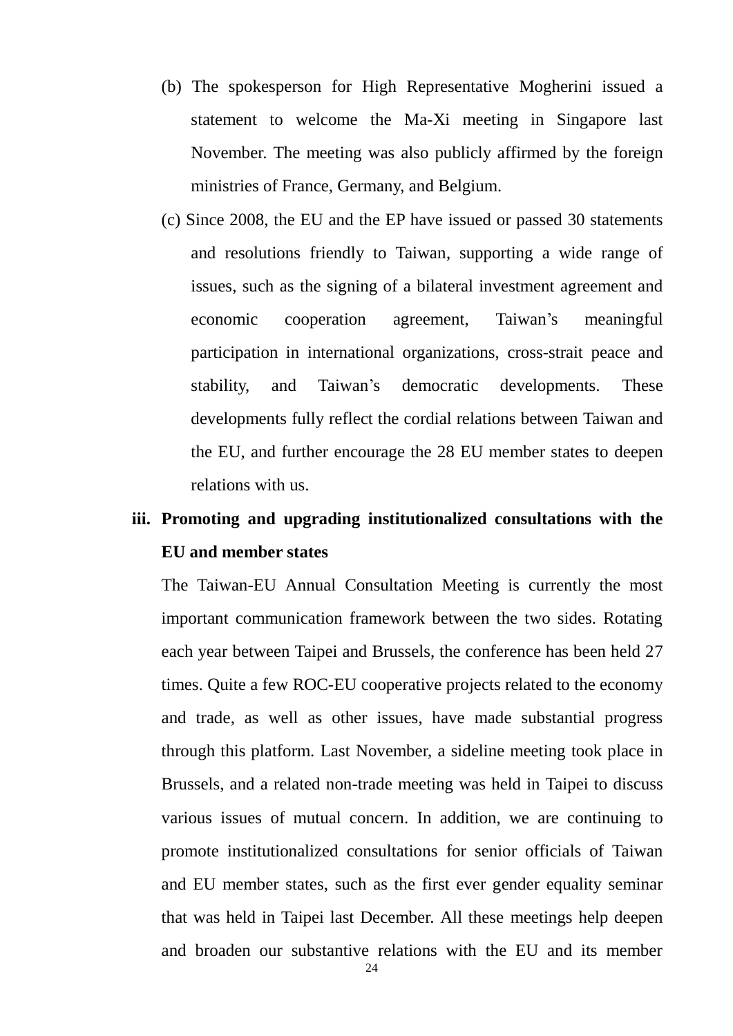(b) The spokesperson for High Representative Mogherini issued a statement to welcome the Ma-Xi meeting in Singapore last November. The meeting was also publicly affirmed by the foreign ministries of France, Germany, and Belgium.

(c) Since 2008, the EU and the EP have issued or passed 30 statements and resolutions friendly to Taiwan, supporting a wide range of issues, such as the signing of a bilateral investment agreement and economic cooperation agreement, Taiwan’s meaningful participation in international organizations, cross-strait peace and stability, and Taiwan’s democratic developments. These developments fully reflect the cordial relations between Taiwan and the EU, and further encourage the 28 EU member states to deepen relations with us.

**iii. Promoting and upgrading institutionalized consultations with the EU and member states**

The Taiwan-EU Annual Consultation Meeting is currently the most important communication framework between the two sides. Rotating each year between Taipei and Brussels, the conference has been held 27 times. Quite a few ROC-EU cooperative projects related to the economy and trade, as well as other issues, have made substantial progress through this platform. Last November, a sideline meeting took place in Brussels, and a related non-trade meeting was held in Taipei to discuss various issues of mutual concern. In addition, we are continuing to promote institutionalized consultations for senior officials of Taiwan and EU member states, such as the first ever gender equality seminar that was held in Taipei last December. All these meetings help deepen and broaden our substantive relations with the EU and its member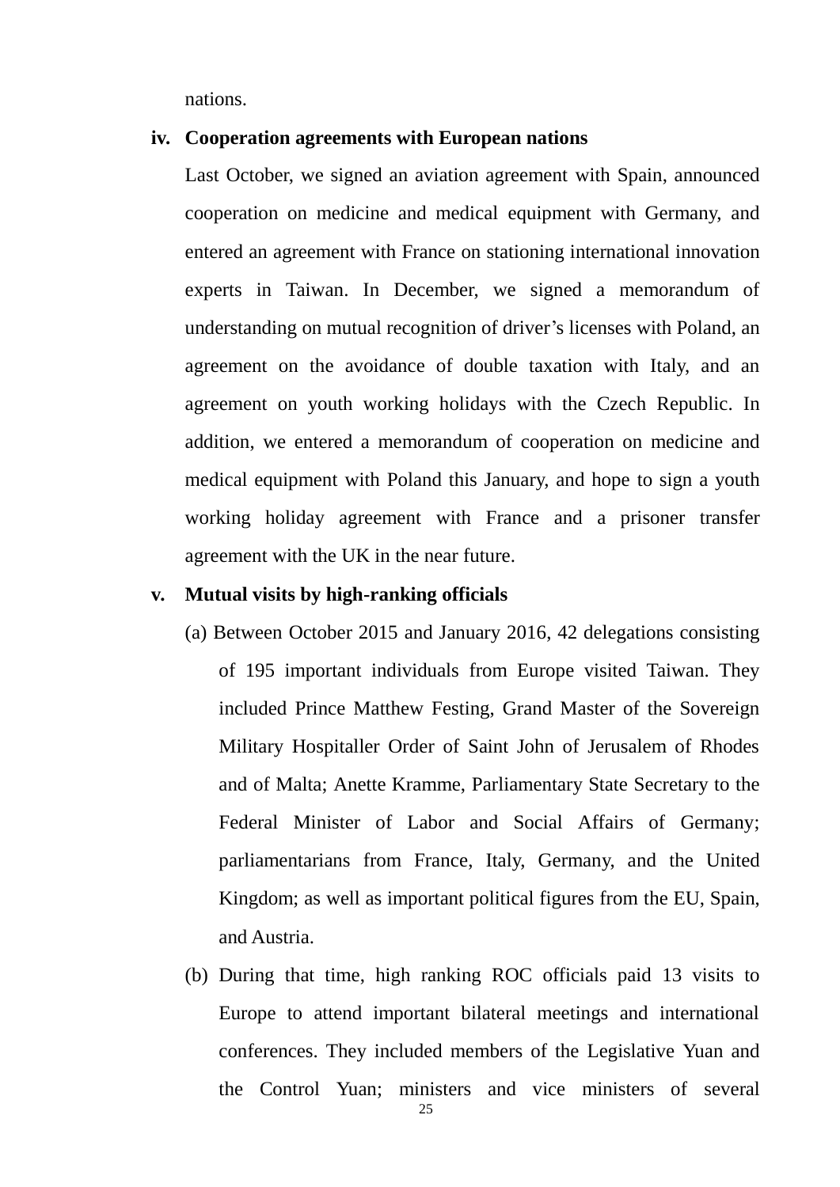nations.

**iv. Cooperation agreements with European nations**

Last October, we signed an aviation agreement with Spain, announced cooperation on medicine and medical equipment with Germany, and entered an agreement with France on stationing international innovation experts in Taiwan. In December, we signed a memorandum of understanding on mutual recognition of driver's licenses with Poland, an agreement on the avoidance of double taxation with Italy, and an agreement on youth working holidays with the Czech Republic. In addition, we entered a memorandum of cooperation on medicine and medical equipment with Poland this January, and hope to sign a youth working holiday agreement with France and a prisoner transfer agreement with the UK in the near future.

**v. Mutual visits by high-ranking officials**

(a) Between October 2015 and January 2016, 42 delegations consisting of 195 important individuals from Europe visited Taiwan. They included Prince Matthew Festing, Grand Master of the Sovereign Military Hospitaller Order of Saint John of Jerusalem of Rhodes and of Malta; Anette Kramme, Parliamentary State Secretary to the Federal Minister of Labor and Social Affairs of Germany; parliamentarians from France, Italy, Germany, and the United Kingdom; as well as important political figures from the EU, Spain, and Austria.

(b) During that time, high ranking ROC officials paid 13 visits to Europe to attend important bilateral meetings and international conferences. They included members of the Legislative Yuan and the Control Yuan; ministers and vice ministers of several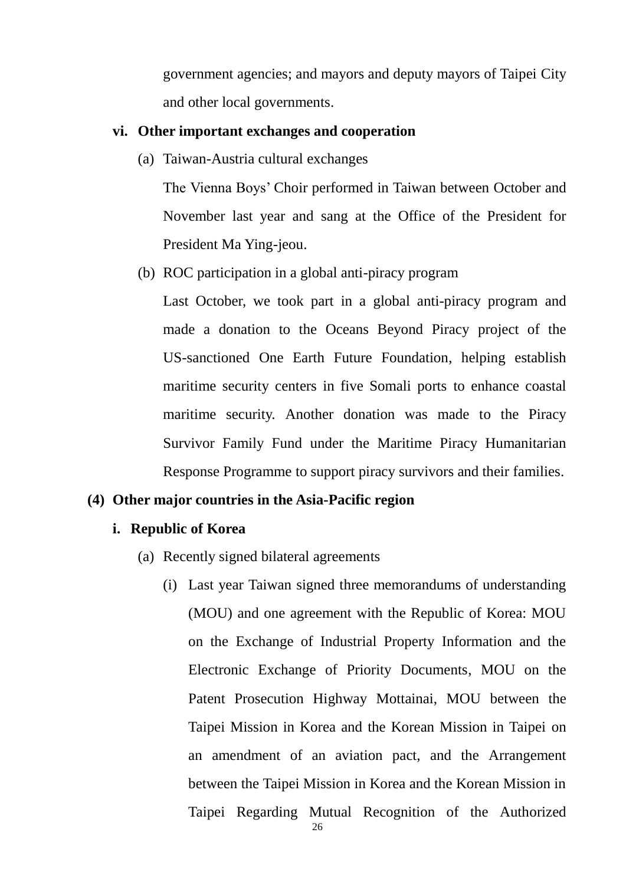government agencies; and mayors and deputy mayors of Taipei City and other local governments.

**vi. Other important exchanges and cooperation**

(a) Taiwan-Austria cultural exchanges

The Vienna Boys' Choir performed in Taiwan between October and November last year and sang at the Office of the President for President Ma Ying-jeou.

(b) ROC participation in a global anti-piracy program

Last October, we took part in a global anti-piracy program and made a donation to the Oceans Beyond Piracy project of the US-sanctioned One Earth Future Foundation, helping establish maritime security centers in five Somali ports to enhance coastal maritime security. Another donation was made to the Piracy Survivor Family Fund under the Maritime Piracy Humanitarian Response Programme to support piracy survivors and their families.

**(4) Other major countries in the Asia-Pacific region**

**i. Republic of Korea**

(a) Recently signed bilateral agreements

(i) Last year Taiwan signed three memorandums of understanding (MOU) and one agreement with the Republic of Korea: MOU on the Exchange of Industrial Property Information and the Electronic Exchange of Priority Documents, MOU on the Patent Prosecution Highway Mottainai, MOU between the Taipei Mission in Korea and the Korean Mission in Taipei on an amendment of an aviation pact, and the Arrangement between the Taipei Mission in Korea and the Korean Mission in Taipei Regarding Mutual Recognition of the Authorized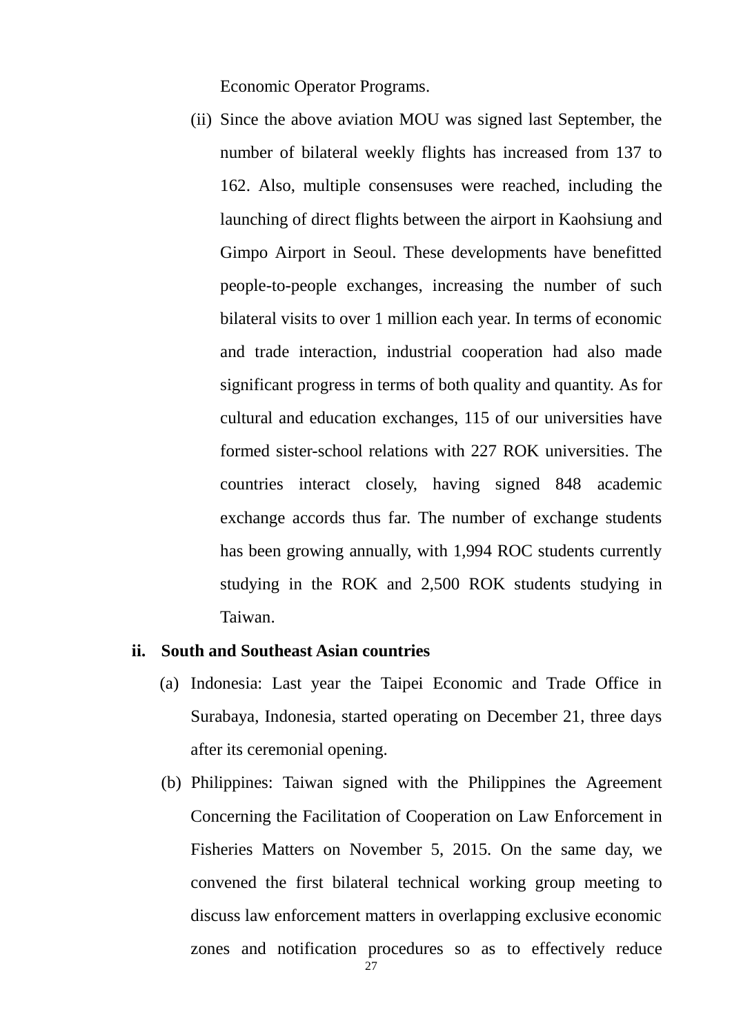Economic Operator Programs.

(ii) Since the above aviation MOU was signed last September, the number of bilateral weekly flights has increased from 137 to 162. Also, multiple consensuses were reached, including the launching of direct flights between the airport in Kaohsiung and Gimpo Airport in Seoul. These developments have benefitted people-to-people exchanges, increasing the number of such bilateral visits to over 1 million each year. In terms of economic and trade interaction, industrial cooperation had also made significant progress in terms of both quality and quantity. As for cultural and education exchanges, 115 of our universities have formed sister-school relations with 227 ROK universities. The countries interact closely, having signed 848 academic exchange accords thus far. The number of exchange students has been growing annually, with 1,994 ROC students currently studying in the ROK and 2,500 ROK students studying in Taiwan.

**ii. South and Southeast Asian countries**

(a) Indonesia: Last year the Taipei Economic and Trade Office in Surabaya, Indonesia, started operating on December 21, three days after its ceremonial opening.

(b) Philippines: Taiwan signed with the Philippines the Agreement Concerning the Facilitation of Cooperation on Law Enforcement in Fisheries Matters on November 5, 2015. On the same day, we convened the first bilateral technical working group meeting to discuss law enforcement matters in overlapping exclusive economic zones and notification procedures so as to effectively reduce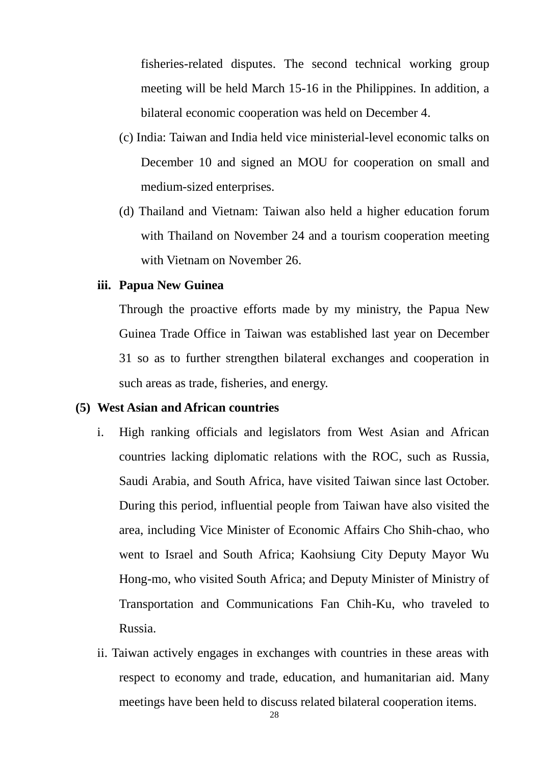fisheries-related disputes. The second technical working group meeting will be held March 15-16 in the Philippines. In addition, a bilateral economic cooperation was held on December 4.

(c) India: Taiwan and India held vice ministerial-level economic talks on December 10 and signed an MOU for cooperation on small and medium-sized enterprises.

(d) Thailand and Vietnam: Taiwan also held a higher education forum with Thailand on November 24 and a tourism cooperation meeting with Vietnam on November 26.

**iii. Papua New Guinea**

Through the proactive efforts made by my ministry, the Papua New Guinea Trade Office in Taiwan was established last year on December 31 so as to further strengthen bilateral exchanges and cooperation in such areas as trade, fisheries, and energy.

**(5) West Asian and African countries**

i. High ranking officials and legislators from West Asian and African countries lacking diplomatic relations with the ROC, such as Russia, Saudi Arabia, and South Africa, have visited Taiwan since last October. During this period, influential people from Taiwan have also visited the area, including Vice Minister of Economic Affairs Cho Shih-chao, who went to Israel and South Africa; Kaohsiung City Deputy Mayor Wu Hong-mo, who visited South Africa; and Deputy Minister of Ministry of Transportation and Communications Fan Chih-Ku, who traveled to Russia.

ii. Taiwan actively engages in exchanges with countries in these areas with respect to economy and trade, education, and humanitarian aid. Many meetings have been held to discuss related bilateral cooperation items.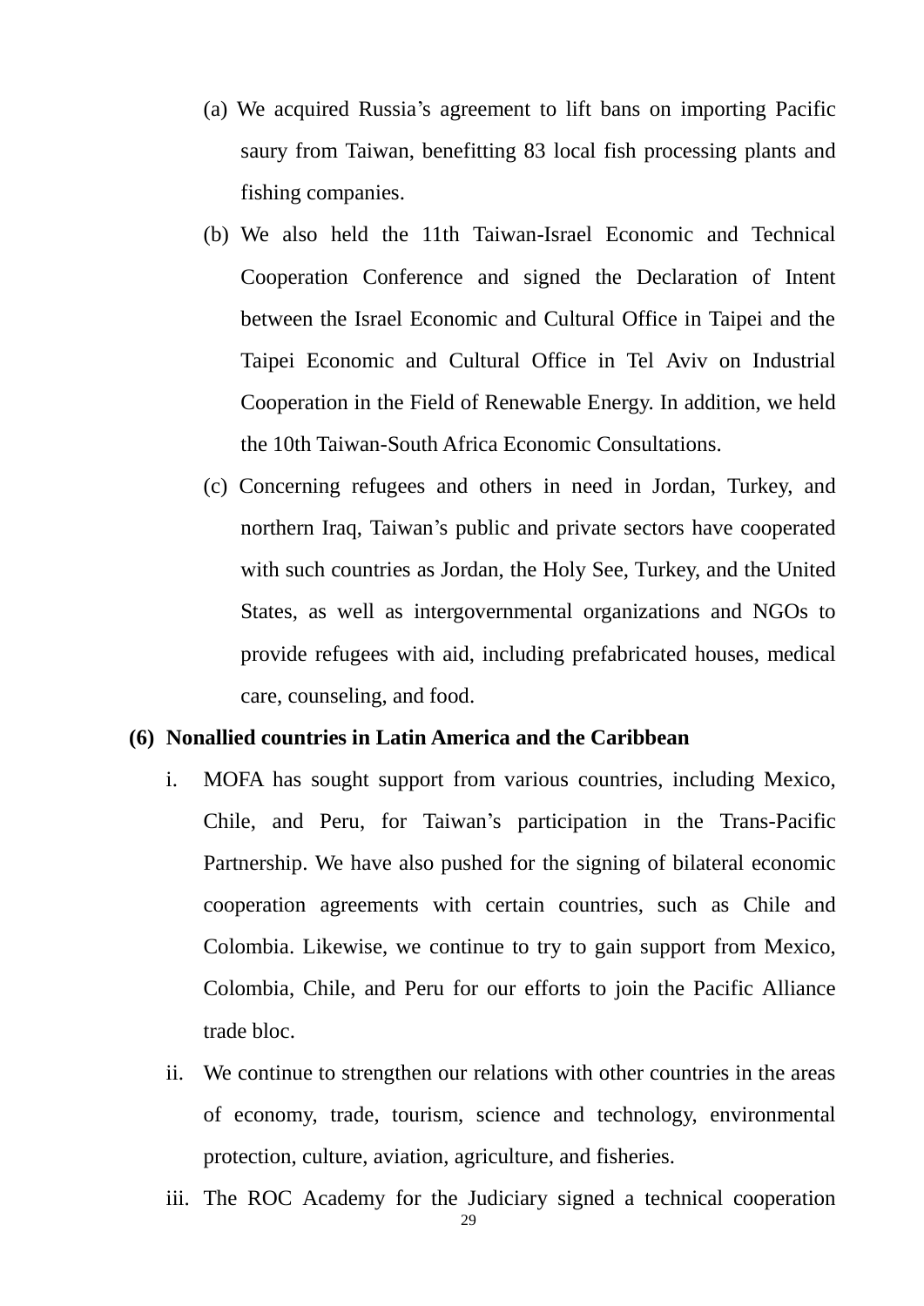(a) We acquired Russia’s agreement to lift bans on importing Pacific saury from Taiwan, benefitting 83 local fish processing plants and fishing companies.

(b) We also held the 11th Taiwan-Israel Economic and Technical Cooperation Conference and signed the Declaration of Intent between the Israel Economic and Cultural Office in Taipei and the Taipei Economic and Cultural Office in Tel Aviv on Industrial Cooperation in the Field of Renewable Energy. In addition, we held the 10th Taiwan-South Africa Economic Consultations.

(c) Concerning refugees and others in need in Jordan, Turkey, and northern Iraq, Taiwan’s public and private sectors have cooperated with such countries as Jordan, the Holy See, Turkey, and the United States, as well as intergovernmental organizations and NGOs to provide refugees with aid, including prefabricated houses, medical care, counseling, and food.

**(6) Nonallied countries in Latin America and the Caribbean**

i. MOFA has sought support from various countries, including Mexico, Chile, and Peru, for Taiwan’s participation in the Trans-Pacific Partnership. We have also pushed for the signing of bilateral economic cooperation agreements with certain countries, such as Chile and Colombia. Likewise, we continue to try to gain support from Mexico, Colombia, Chile, and Peru for our efforts to join the Pacific Alliance trade bloc.

ii. We continue to strengthen our relations with other countries in the areas of economy, trade, tourism, science and technology, environmental protection, culture, aviation, agriculture, and fisheries.

iii. The ROC Academy for the Judiciary signed a technical cooperation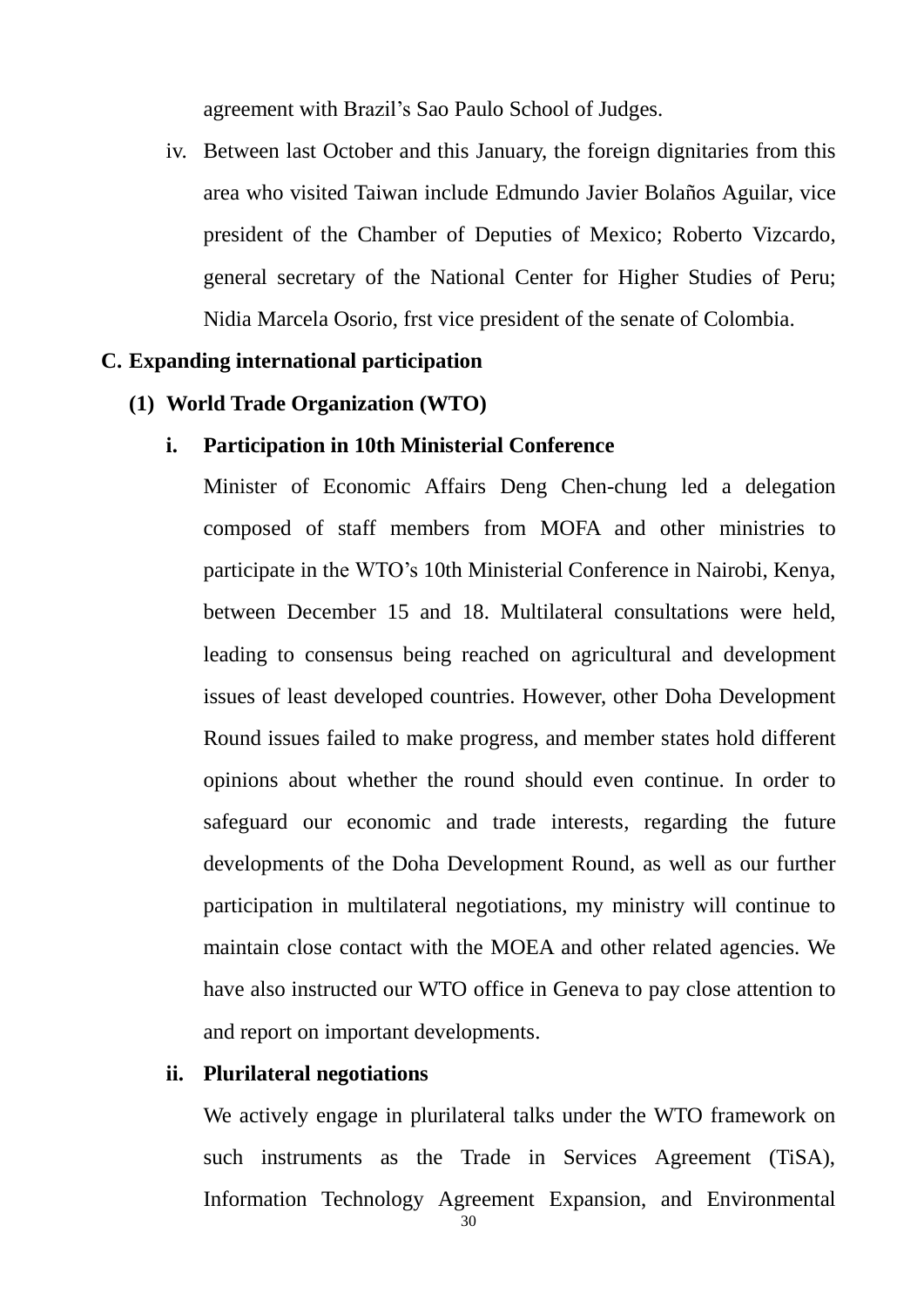agreement with Brazil's Sao Paulo School of Judges.

iv. Between last October and this January, the foreign dignitaries from this area who visited Taiwan include Edmundo Javier Bolaños Aguilar, vice president of the Chamber of Deputies of Mexico; Roberto Vizcardo, general secretary of the National Center for Higher Studies of Peru; Nidia Marcela Osorio, frst vice president of the senate of Colombia.

## C. Expanding international participation

### (1) World Trade Organization (WTO)

#### i. Participation in 10th Ministerial Conference

Minister of Economic Affairs Deng Chen-chung led a delegation composed of staff members from MOFA and other ministries to participate in the WTO's 10th Ministerial Conference in Nairobi, Kenya, between December 15 and 18. Multilateral consultations were held, leading to consensus being reached on agricultural and development issues of least developed countries. However, other Doha Development Round issues failed to make progress, and member states hold different opinions about whether the round should even continue. In order to safeguard our economic and trade interests, regarding the future developments of the Doha Development Round, as well as our further participation in multilateral negotiations, my ministry will continue to maintain close contact with the MOEA and other related agencies. We have also instructed our WTO office in Geneva to pay close attention to and report on important developments.

#### ii. Plurilateral negotiations

We actively engage in plurilateral talks under the WTO framework on such instruments as the Trade in Services Agreement (TiSA), Information Technology Agreement Expansion, and Environmental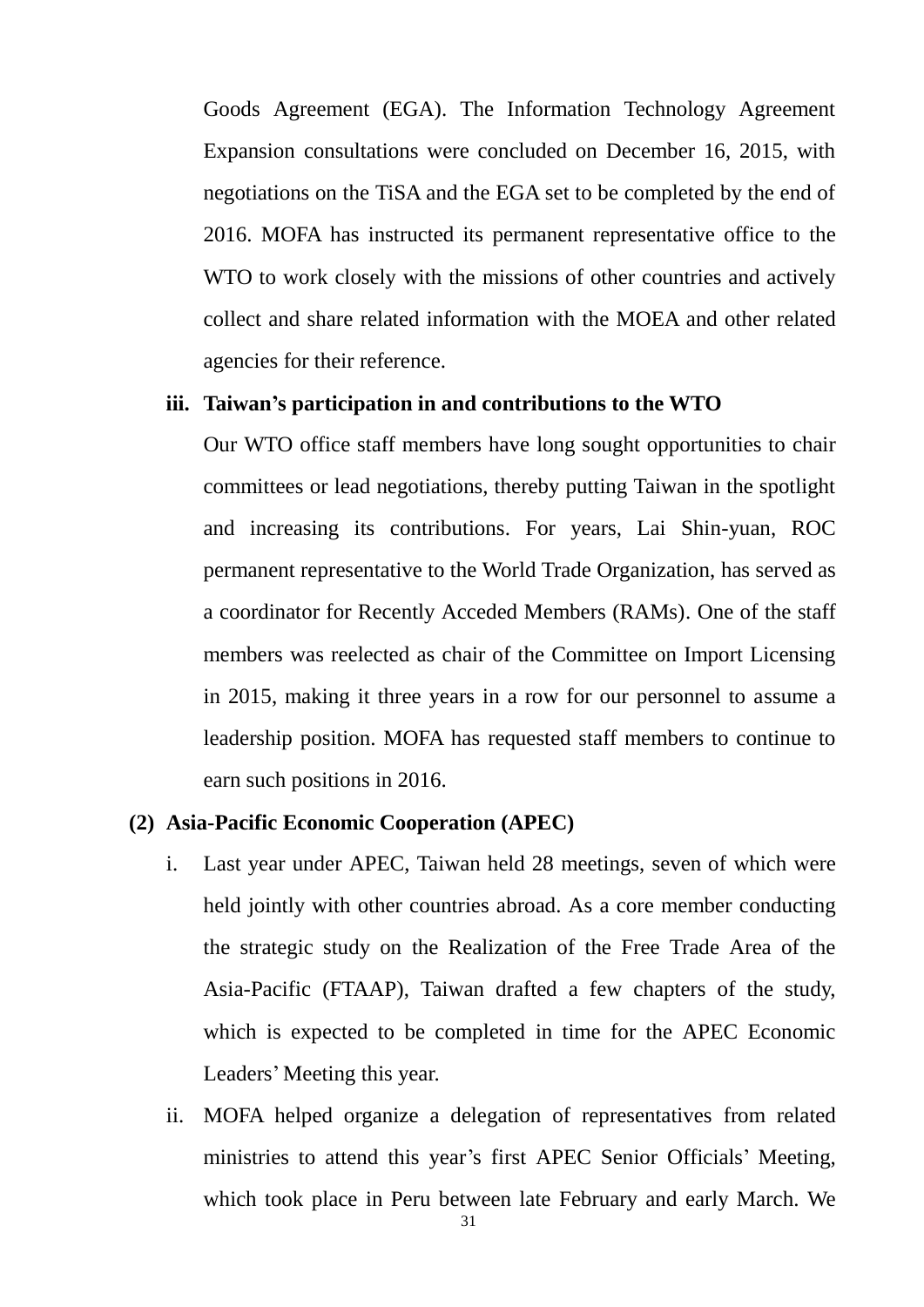Goods Agreement (EGA). The Information Technology Agreement Expansion consultations were concluded on December 16, 2015, with negotiations on the TiSA and the EGA set to be completed by the end of 2016. MOFA has instructed its permanent representative office to the WTO to work closely with the missions of other countries and actively collect and share related information with the MOEA and other related agencies for their reference.

**iii. Taiwan's participation in and contributions to the WTO**

Our WTO office staff members have long sought opportunities to chair committees or lead negotiations, thereby putting Taiwan in the spotlight and increasing its contributions. For years, Lai Shin-yuan, ROC permanent representative to the World Trade Organization, has served as a coordinator for Recently Acceded Members (RAMs). One of the staff members was reelected as chair of the Committee on Import Licensing in 2015, making it three years in a row for our personnel to assume a leadership position. MOFA has requested staff members to continue to earn such positions in 2016.

**(2) Asia-Pacific Economic Cooperation (APEC)**

i. Last year under APEC, Taiwan held 28 meetings, seven of which were held jointly with other countries abroad. As a core member conducting the strategic study on the Realization of the Free Trade Area of the Asia-Pacific (FTAAP), Taiwan drafted a few chapters of the study, which is expected to be completed in time for the APEC Economic Leaders' Meeting this year.

ii. MOFA helped organize a delegation of representatives from related ministries to attend this year's first APEC Senior Officials' Meeting, which took place in Peru between late February and early March. We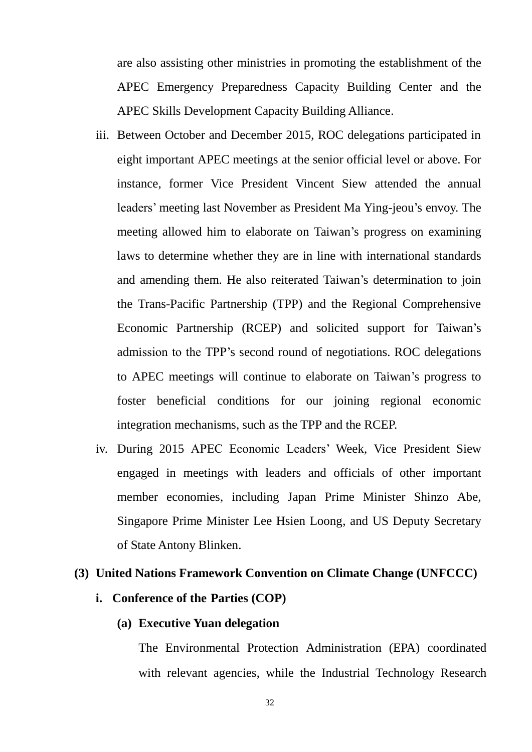are also assisting other ministries in promoting the establishment of the APEC Emergency Preparedness Capacity Building Center and the APEC Skills Development Capacity Building Alliance.

iii. Between October and December 2015, ROC delegations participated in eight important APEC meetings at the senior official level or above. For instance, former Vice President Vincent Siew attended the annual leaders' meeting last November as President Ma Ying-jeou's envoy. The meeting allowed him to elaborate on Taiwan's progress on examining laws to determine whether they are in line with international standards and amending them. He also reiterated Taiwan's determination to join the Trans-Pacific Partnership (TPP) and the Regional Comprehensive Economic Partnership (RCEP) and solicited support for Taiwan's admission to the TPP's second round of negotiations. ROC delegations to APEC meetings will continue to elaborate on Taiwan's progress to foster beneficial conditions for our joining regional economic integration mechanisms, such as the TPP and the RCEP.

iv. During 2015 APEC Economic Leaders' Week, Vice President Siew engaged in meetings with leaders and officials of other important member economies, including Japan Prime Minister Shinzo Abe, Singapore Prime Minister Lee Hsien Loong, and US Deputy Secretary of State Antony Blinken.

**(3) United Nations Framework Convention on Climate Change (UNFCCC)**

**i. Conference of the Parties (COP)**

**(a) Executive Yuan delegation**

The Environmental Protection Administration (EPA) coordinated with relevant agencies, while the Industrial Technology Research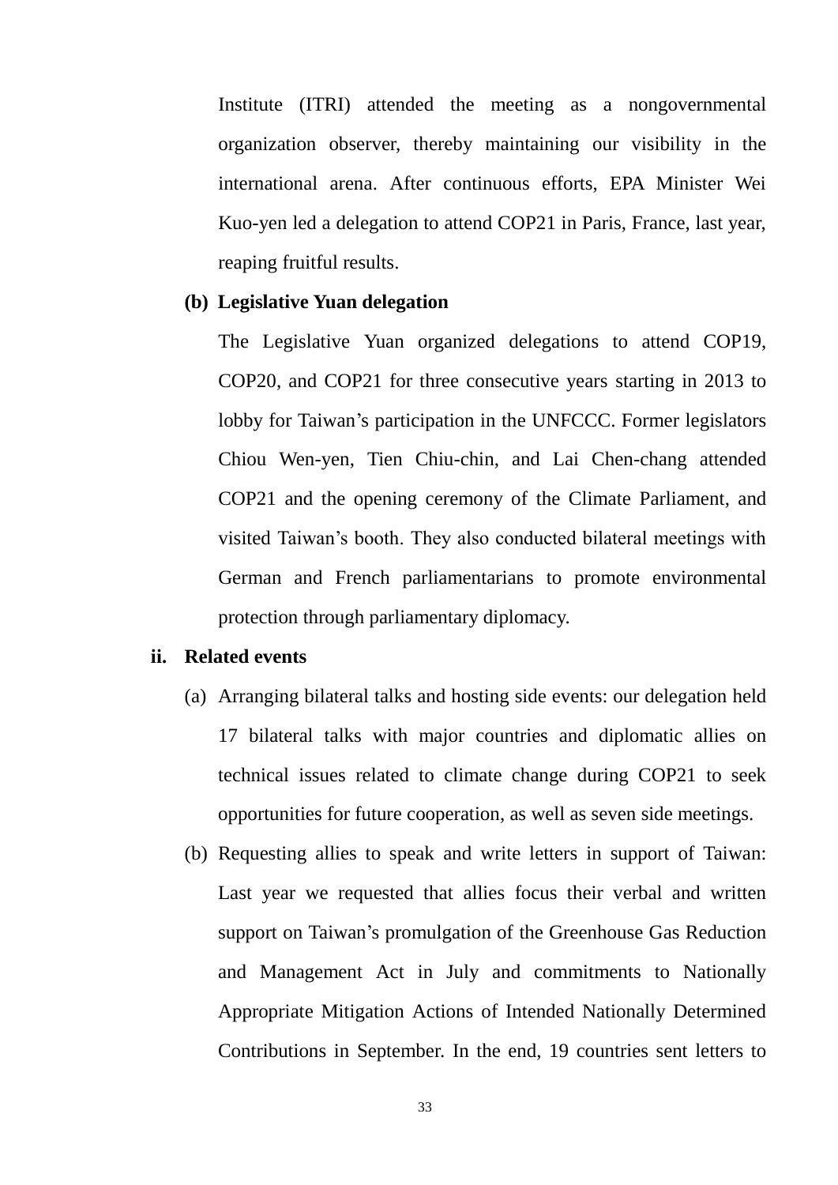Institute (ITRI) attended the meeting as a nongovernmental organization observer, thereby maintaining our visibility in the international arena. After continuous efforts, EPA Minister Wei Kuo-yen led a delegation to attend COP21 in Paris, France, last year, reaping fruitful results.

**(b) Legislative Yuan delegation**

The Legislative Yuan organized delegations to attend COP19, COP20, and COP21 for three consecutive years starting in 2013 to lobby for Taiwan's participation in the UNFCCC. Former legislators Chiou Wen-yen, Tien Chiu-chin, and Lai Chen-chang attended COP21 and the opening ceremony of the Climate Parliament, and visited Taiwan's booth. They also conducted bilateral meetings with German and French parliamentarians to promote environmental protection through parliamentary diplomacy.

**ii. Related events**

(a) Arranging bilateral talks and hosting side events: our delegation held 17 bilateral talks with major countries and diplomatic allies on technical issues related to climate change during COP21 to seek opportunities for future cooperation, as well as seven side meetings.

(b) Requesting allies to speak and write letters in support of Taiwan: Last year we requested that allies focus their verbal and written support on Taiwan's promulgation of the Greenhouse Gas Reduction and Management Act in July and commitments to Nationally Appropriate Mitigation Actions of Intended Nationally Determined Contributions in September. In the end, 19 countries sent letters to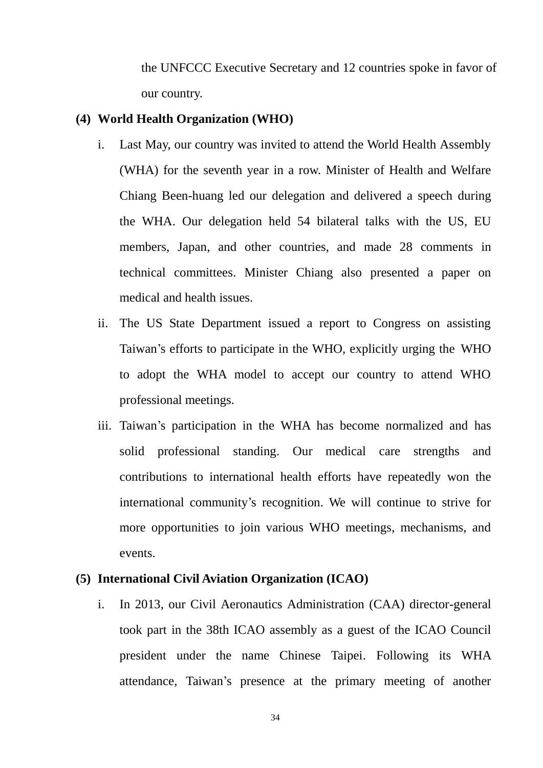the UNFCCC Executive Secretary and 12 countries spoke in favor of our country.

**(4) World Health Organization (WHO)**

i. Last May, our country was invited to attend the World Health Assembly (WHA) for the seventh year in a row. Minister of Health and Welfare Chiang Been-huang led our delegation and delivered a speech during the WHA. Our delegation held 54 bilateral talks with the US, EU members, Japan, and other countries, and made 28 comments in technical committees. Minister Chiang also presented a paper on medical and health issues.

ii. The US State Department issued a report to Congress on assisting Taiwan's efforts to participate in the WHO, explicitly urging the WHO to adopt the WHA model to accept our country to attend WHO professional meetings.

iii. Taiwan's participation in the WHA has become normalized and has solid professional standing. Our medical care strengths and contributions to international health efforts have repeatedly won the international community's recognition. We will continue to strive for more opportunities to join various WHO meetings, mechanisms, and events.

**(5) International Civil Aviation Organization (ICAO)**

i. In 2013, our Civil Aeronautics Administration (CAA) director-general took part in the 38th ICAO assembly as a guest of the ICAO Council president under the name Chinese Taipei. Following its WHA attendance, Taiwan's presence at the primary meeting of another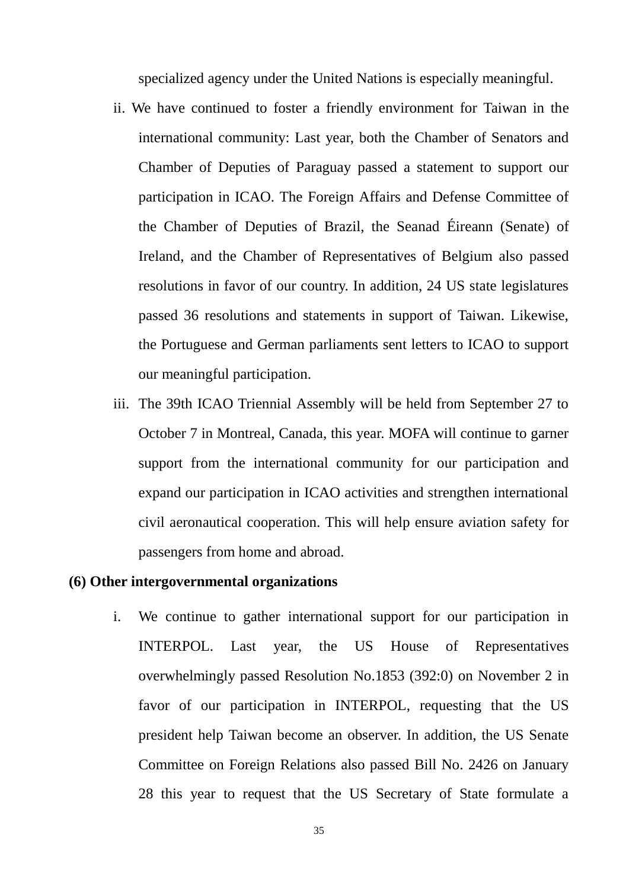specialized agency under the United Nations is especially meaningful.

ii. We have continued to foster a friendly environment for Taiwan in the international community: Last year, both the Chamber of Senators and Chamber of Deputies of Paraguay passed a statement to support our participation in ICAO. The Foreign Affairs and Defense Committee of the Chamber of Deputies of Brazil, the Seanad Éireann (Senate) of Ireland, and the Chamber of Representatives of Belgium also passed resolutions in favor of our country. In addition, 24 US state legislatures passed 36 resolutions and statements in support of Taiwan. Likewise, the Portuguese and German parliaments sent letters to ICAO to support our meaningful participation.

iii. The 39th ICAO Triennial Assembly will be held from September 27 to October 7 in Montreal, Canada, this year. MOFA will continue to garner support from the international community for our participation and expand our participation in ICAO activities and strengthen international civil aeronautical cooperation. This will help ensure aviation safety for passengers from home and abroad.

**(6) Other intergovernmental organizations**

i. We continue to gather international support for our participation in INTERPOL. Last year, the US House of Representatives overwhelmingly passed Resolution No.1853 (392:0) on November 2 in favor of our participation in INTERPOL, requesting that the US president help Taiwan become an observer. In addition, the US Senate Committee on Foreign Relations also passed Bill No. 2426 on January 28 this year to request that the US Secretary of State formulate a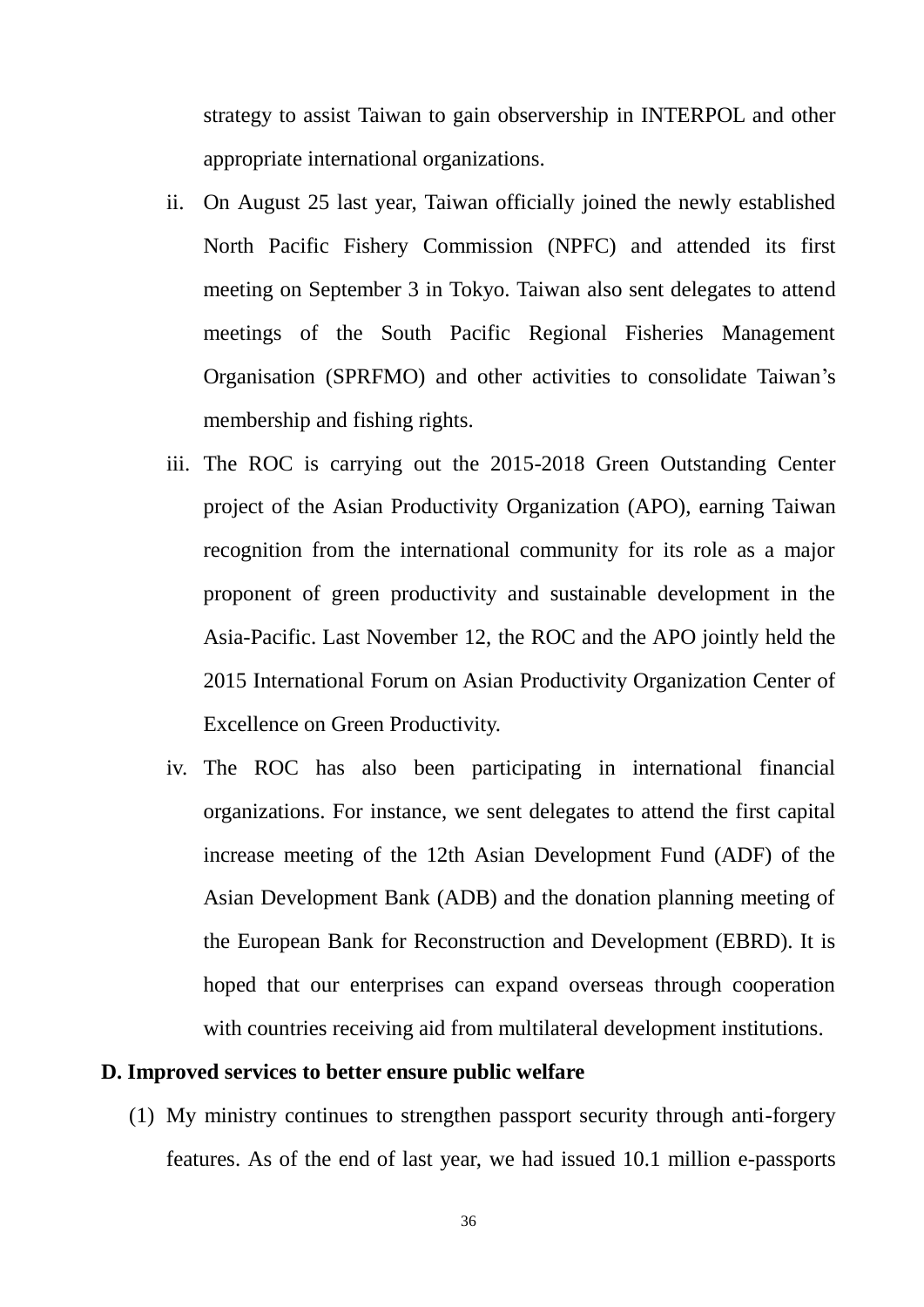strategy to assist Taiwan to gain observership in INTERPOL and other appropriate international organizations.

ii. On August 25 last year, Taiwan officially joined the newly established North Pacific Fishery Commission (NPFC) and attended its first meeting on September 3 in Tokyo. Taiwan also sent delegates to attend meetings of the South Pacific Regional Fisheries Management Organisation (SPRFMO) and other activities to consolidate Taiwan's membership and fishing rights.

iii. The ROC is carrying out the 2015-2018 Green Outstanding Center project of the Asian Productivity Organization (APO), earning Taiwan recognition from the international community for its role as a major proponent of green productivity and sustainable development in the Asia-Pacific. Last November 12, the ROC and the APO jointly held the 2015 International Forum on Asian Productivity Organization Center of Excellence on Green Productivity.

iv. The ROC has also been participating in international financial organizations. For instance, we sent delegates to attend the first capital increase meeting of the 12th Asian Development Fund (ADF) of the Asian Development Bank (ADB) and the donation planning meeting of the European Bank for Reconstruction and Development (EBRD). It is hoped that our enterprises can expand overseas through cooperation with countries receiving aid from multilateral development institutions.

**D. Improved services to better ensure public welfare**

(1) My ministry continues to strengthen passport security through anti-forgery features. As of the end of last year, we had issued 10.1 million e-passports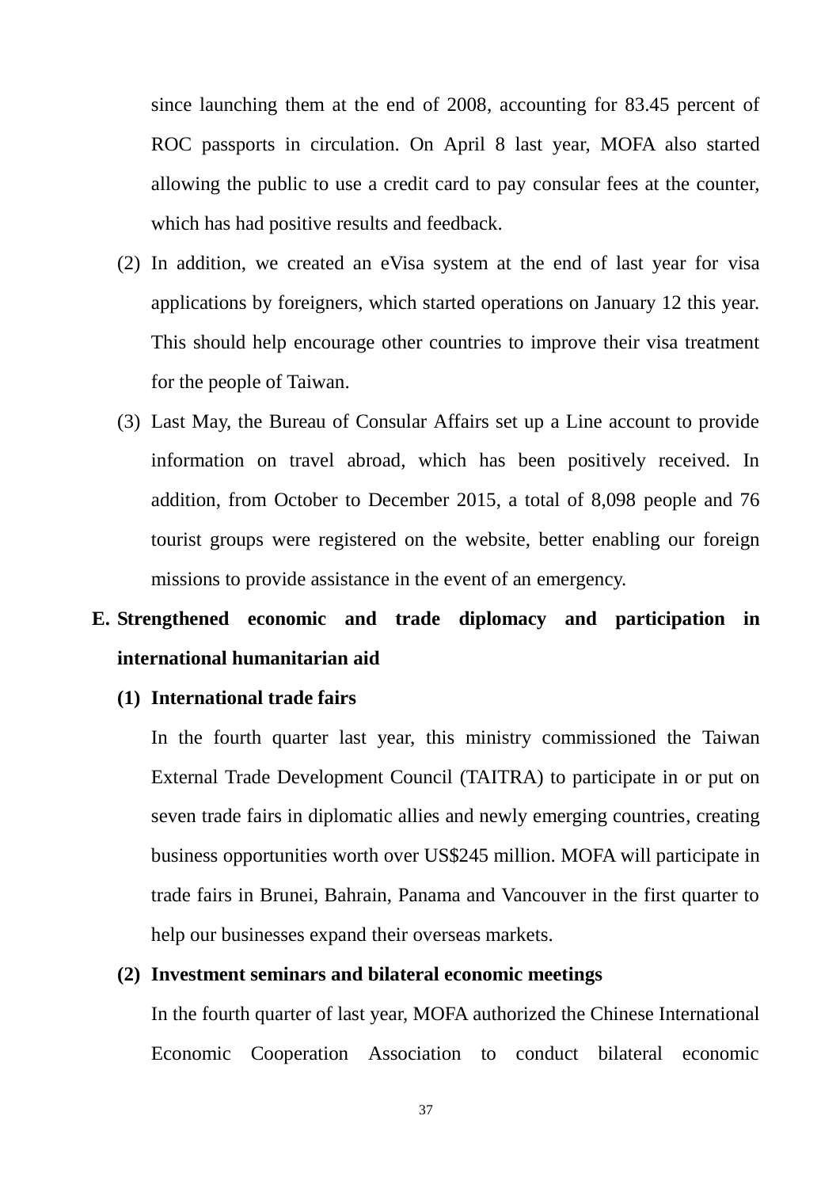since launching them at the end of 2008, accounting for 83.45 percent of ROC passports in circulation. On April 8 last year, MOFA also started allowing the public to use a credit card to pay consular fees at the counter, which has had positive results and feedback.

(2) In addition, we created an eVisa system at the end of last year for visa applications by foreigners, which started operations on January 12 this year. This should help encourage other countries to improve their visa treatment for the people of Taiwan.

(3) Last May, the Bureau of Consular Affairs set up a Line account to provide information on travel abroad, which has been positively received. In addition, from October to December 2015, a total of 8,098 people and 76 tourist groups were registered on the website, better enabling our foreign missions to provide assistance in the event of an emergency.

**E. Strengthened economic and trade diplomacy and participation in international humanitarian aid**

**(1) International trade fairs**

In the fourth quarter last year, this ministry commissioned the Taiwan External Trade Development Council (TAITRA) to participate in or put on seven trade fairs in diplomatic allies and newly emerging countries, creating business opportunities worth over US$245 million. MOFA will participate in trade fairs in Brunei, Bahrain, Panama and Vancouver in the first quarter to help our businesses expand their overseas markets.

**(2) Investment seminars and bilateral economic meetings**

In the fourth quarter of last year, MOFA authorized the Chinese International Economic Cooperation Association to conduct bilateral economic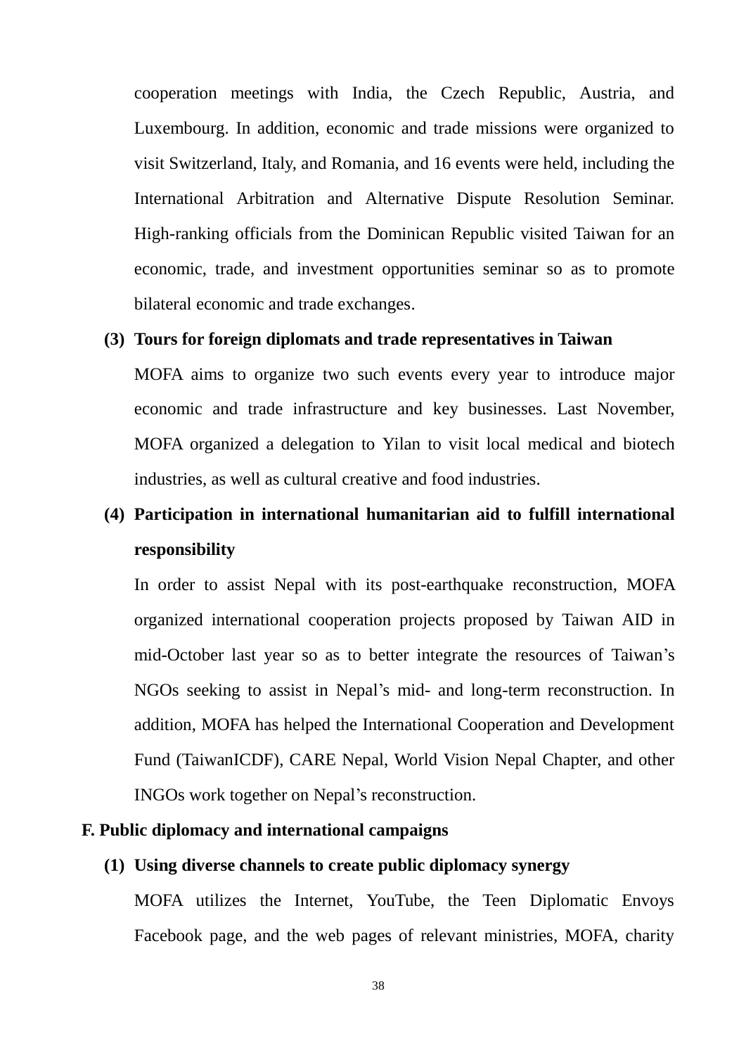cooperation meetings with India, the Czech Republic, Austria, and Luxembourg. In addition, economic and trade missions were organized to visit Switzerland, Italy, and Romania, and 16 events were held, including the International Arbitration and Alternative Dispute Resolution Seminar. High-ranking officials from the Dominican Republic visited Taiwan for an economic, trade, and investment opportunities seminar so as to promote bilateral economic and trade exchanges.

**(3) Tours for foreign diplomats and trade representatives in Taiwan**

MOFA aims to organize two such events every year to introduce major economic and trade infrastructure and key businesses. Last November, MOFA organized a delegation to Yilan to visit local medical and biotech industries, as well as cultural creative and food industries.

**(4) Participation in international humanitarian aid to fulfill international responsibility**

In order to assist Nepal with its post-earthquake reconstruction, MOFA organized international cooperation projects proposed by Taiwan AID in mid-October last year so as to better integrate the resources of Taiwan's NGOs seeking to assist in Nepal's mid- and long-term reconstruction. In addition, MOFA has helped the International Cooperation and Development Fund (TaiwanICDF), CARE Nepal, World Vision Nepal Chapter, and other INGOs work together on Nepal's reconstruction.

## F. Public diplomacy and international campaigns

**(1) Using diverse channels to create public diplomacy synergy**

MOFA utilizes the Internet, YouTube, the Teen Diplomatic Envoys Facebook page, and the web pages of relevant ministries, MOFA, charity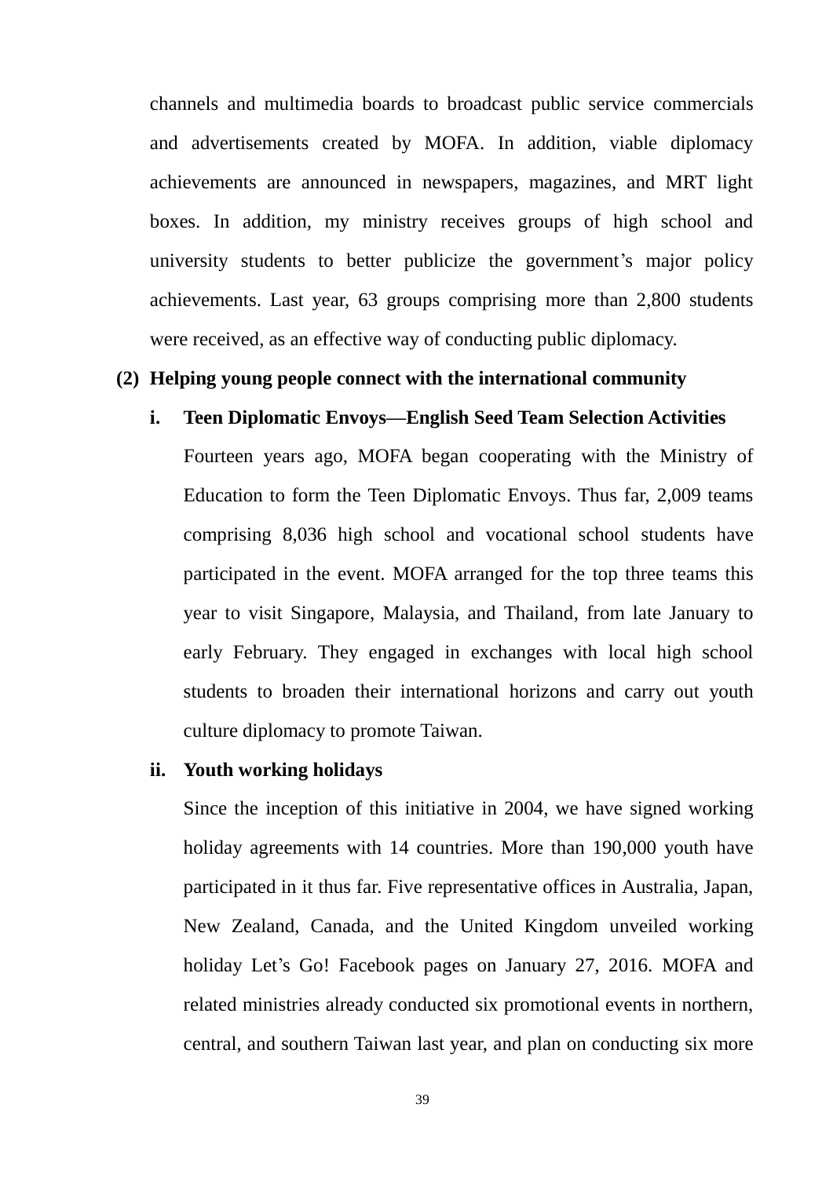channels and multimedia boards to broadcast public service commercials and advertisements created by MOFA. In addition, viable diplomacy achievements are announced in newspapers, magazines, and MRT light boxes. In addition, my ministry receives groups of high school and university students to better publicize the government's major policy achievements. Last year, 63 groups comprising more than 2,800 students were received, as an effective way of conducting public diplomacy.

**(2) Helping young people connect with the international community**

**i. Teen Diplomatic Envoys—English Seed Team Selection Activities**

Fourteen years ago, MOFA began cooperating with the Ministry of Education to form the Teen Diplomatic Envoys. Thus far, 2,009 teams comprising 8,036 high school and vocational school students have participated in the event. MOFA arranged for the top three teams this year to visit Singapore, Malaysia, and Thailand, from late January to early February. They engaged in exchanges with local high school students to broaden their international horizons and carry out youth culture diplomacy to promote Taiwan.

**ii. Youth working holidays**

Since the inception of this initiative in 2004, we have signed working holiday agreements with 14 countries. More than 190,000 youth have participated in it thus far. Five representative offices in Australia, Japan, New Zealand, Canada, and the United Kingdom unveiled working holiday Let's Go! Facebook pages on January 27, 2016. MOFA and related ministries already conducted six promotional events in northern, central, and southern Taiwan last year, and plan on conducting six more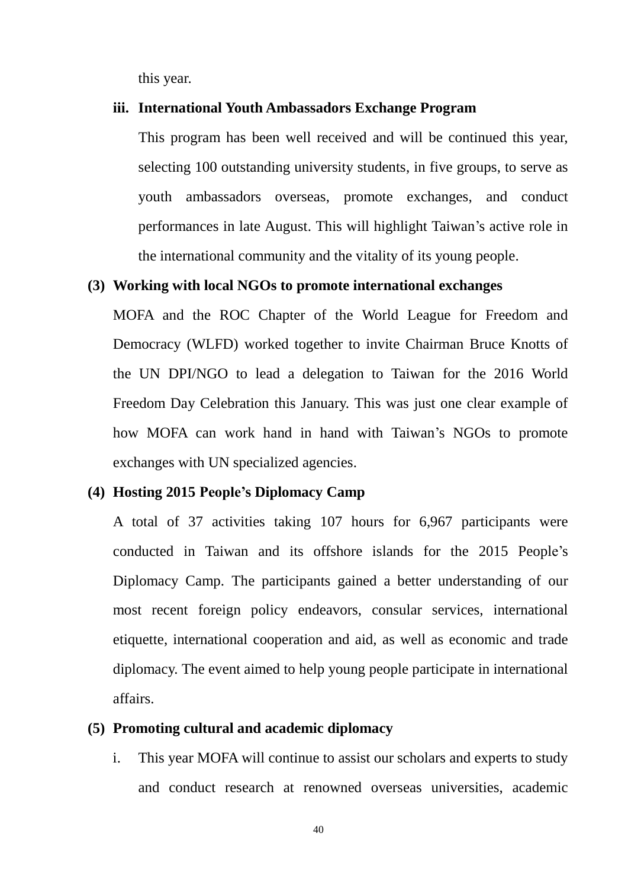this year.

**iii. International Youth Ambassadors Exchange Program**

This program has been well received and will be continued this year, selecting 100 outstanding university students, in five groups, to serve as youth ambassadors overseas, promote exchanges, and conduct performances in late August. This will highlight Taiwan's active role in the international community and the vitality of its young people.

**(3) Working with local NGOs to promote international exchanges**

MOFA and the ROC Chapter of the World League for Freedom and Democracy (WLFD) worked together to invite Chairman Bruce Knotts of the UN DPI/NGO to lead a delegation to Taiwan for the 2016 World Freedom Day Celebration this January. This was just one clear example of how MOFA can work hand in hand with Taiwan's NGOs to promote exchanges with UN specialized agencies.

**(4) Hosting 2015 People's Diplomacy Camp**

A total of 37 activities taking 107 hours for 6,967 participants were conducted in Taiwan and its offshore islands for the 2015 People's Diplomacy Camp. The participants gained a better understanding of our most recent foreign policy endeavors, consular services, international etiquette, international cooperation and aid, as well as economic and trade diplomacy. The event aimed to help young people participate in international affairs.

**(5) Promoting cultural and academic diplomacy**

i. This year MOFA will continue to assist our scholars and experts to study and conduct research at renowned overseas universities, academic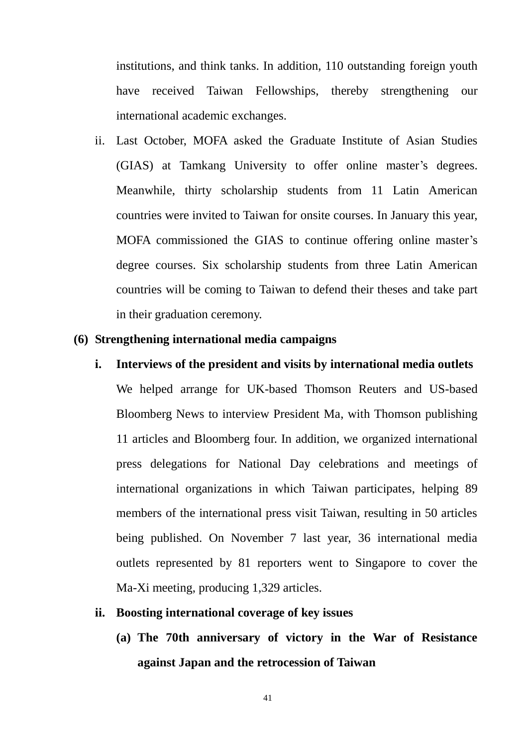institutions, and think tanks. In addition, 110 outstanding foreign youth have received Taiwan Fellowships, thereby strengthening our international academic exchanges.

ii. Last October, MOFA asked the Graduate Institute of Asian Studies (GIAS) at Tamkang University to offer online master's degrees. Meanwhile, thirty scholarship students from 11 Latin American countries were invited to Taiwan for onsite courses. In January this year, MOFA commissioned the GIAS to continue offering online master's degree courses. Six scholarship students from three Latin American countries will be coming to Taiwan to defend their theses and take part in their graduation ceremony.

**(6) Strengthening international media campaigns**

**i. Interviews of the president and visits by international media outlets**

We helped arrange for UK-based Thomson Reuters and US-based Bloomberg News to interview President Ma, with Thomson publishing 11 articles and Bloomberg four. In addition, we organized international press delegations for National Day celebrations and meetings of international organizations in which Taiwan participates, helping 89 members of the international press visit Taiwan, resulting in 50 articles being published. On November 7 last year, 36 international media outlets represented by 81 reporters went to Singapore to cover the Ma-Xi meeting, producing 1,329 articles.

**ii. Boosting international coverage of key issues**

**(a) The 70th anniversary of victory in the War of Resistance against Japan and the retrocession of Taiwan**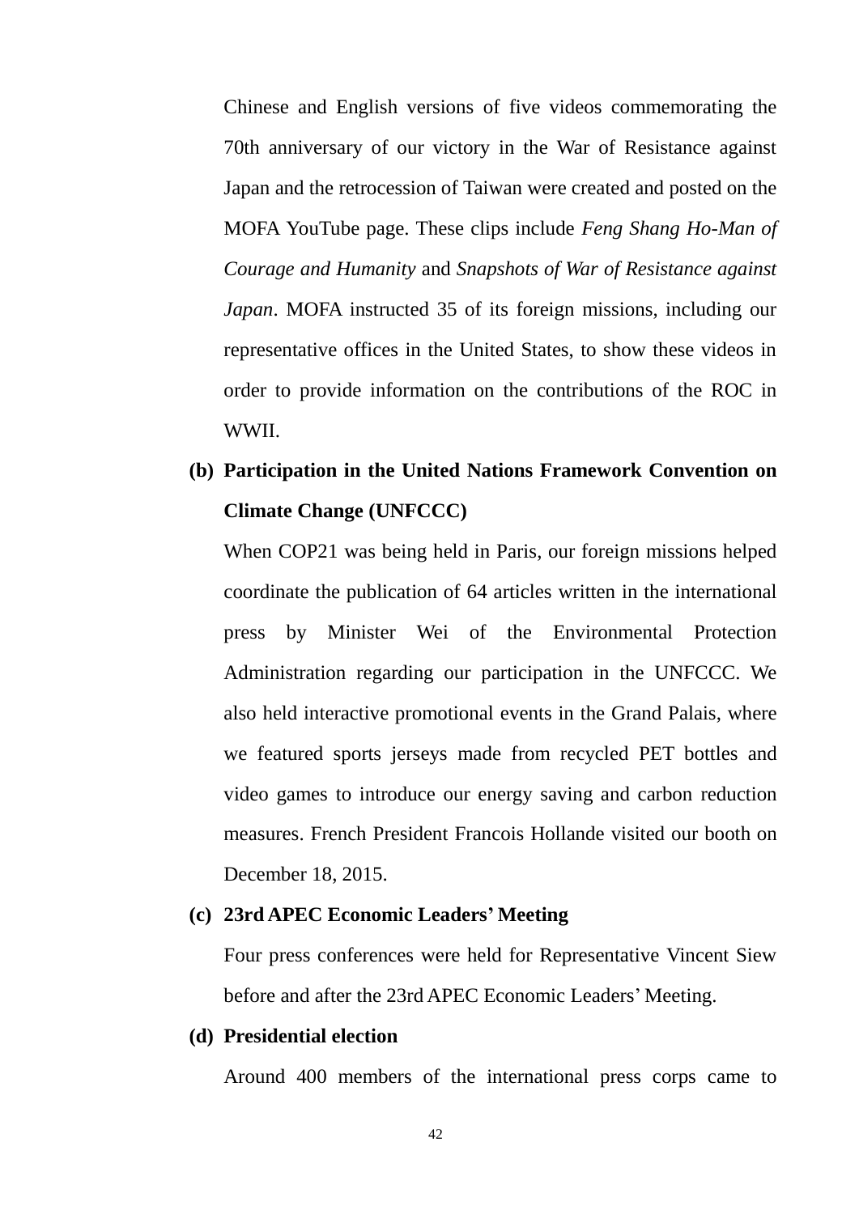Chinese and English versions of five videos commemorating the 70th anniversary of our victory in the War of Resistance against Japan and the retrocession of Taiwan were created and posted on the MOFA YouTube page. These clips include *Feng Shang Ho-Man of Courage and Humanity* and *Snapshots of War of Resistance against Japan*. MOFA instructed 35 of its foreign missions, including our representative offices in the United States, to show these videos in order to provide information on the contributions of the ROC in WWII.

**(b) Participation in the United Nations Framework Convention on Climate Change (UNFCCC)**

When COP21 was being held in Paris, our foreign missions helped coordinate the publication of 64 articles written in the international press by Minister Wei of the Environmental Protection Administration regarding our participation in the UNFCCC. We also held interactive promotional events in the Grand Palais, where we featured sports jerseys made from recycled PET bottles and video games to introduce our energy saving and carbon reduction measures. French President Francois Hollande visited our booth on December 18, 2015.

**(c) 23rd APEC Economic Leaders' Meeting**

Four press conferences were held for Representative Vincent Siew before and after the 23rd APEC Economic Leaders' Meeting.

**(d) Presidential election**

Around 400 members of the international press corps came to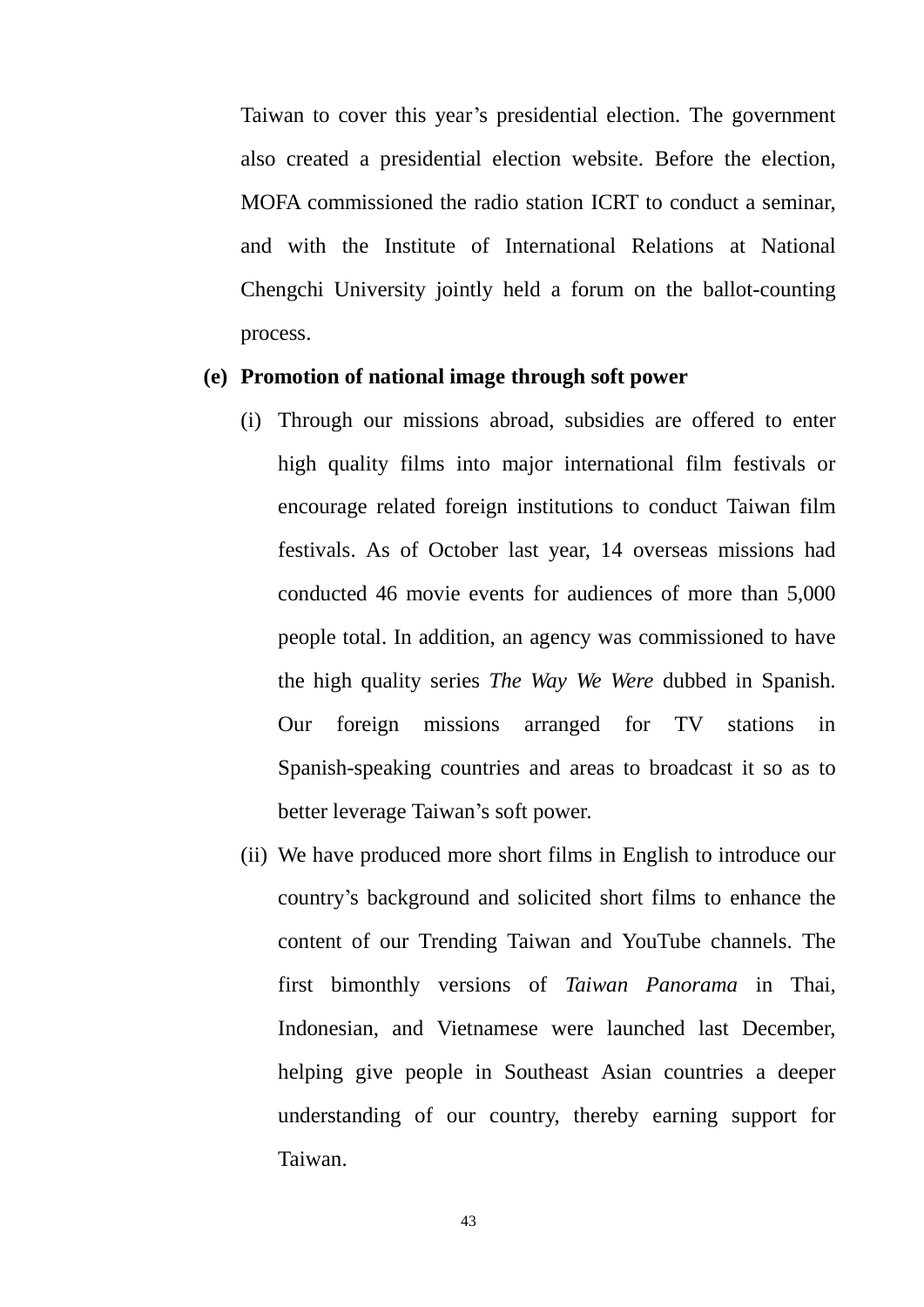Taiwan to cover this year's presidential election. The government also created a presidential election website. Before the election, MOFA commissioned the radio station ICRT to conduct a seminar, and with the Institute of International Relations at National Chengchi University jointly held a forum on the ballot-counting process.

**(e) Promotion of national image through soft power**

(i) Through our missions abroad, subsidies are offered to enter high quality films into major international film festivals or encourage related foreign institutions to conduct Taiwan film festivals. As of October last year, 14 overseas missions had conducted 46 movie events for audiences of more than 5,000 people total. In addition, an agency was commissioned to have the high quality series *The Way We Were* dubbed in Spanish. Our foreign missions arranged for TV stations in Spanish-speaking countries and areas to broadcast it so as to better leverage Taiwan's soft power.

(ii) We have produced more short films in English to introduce our country's background and solicited short films to enhance the content of our Trending Taiwan and YouTube channels. The first bimonthly versions of *Taiwan Panorama* in Thai, Indonesian, and Vietnamese were launched last December, helping give people in Southeast Asian countries a deeper understanding of our country, thereby earning support for Taiwan.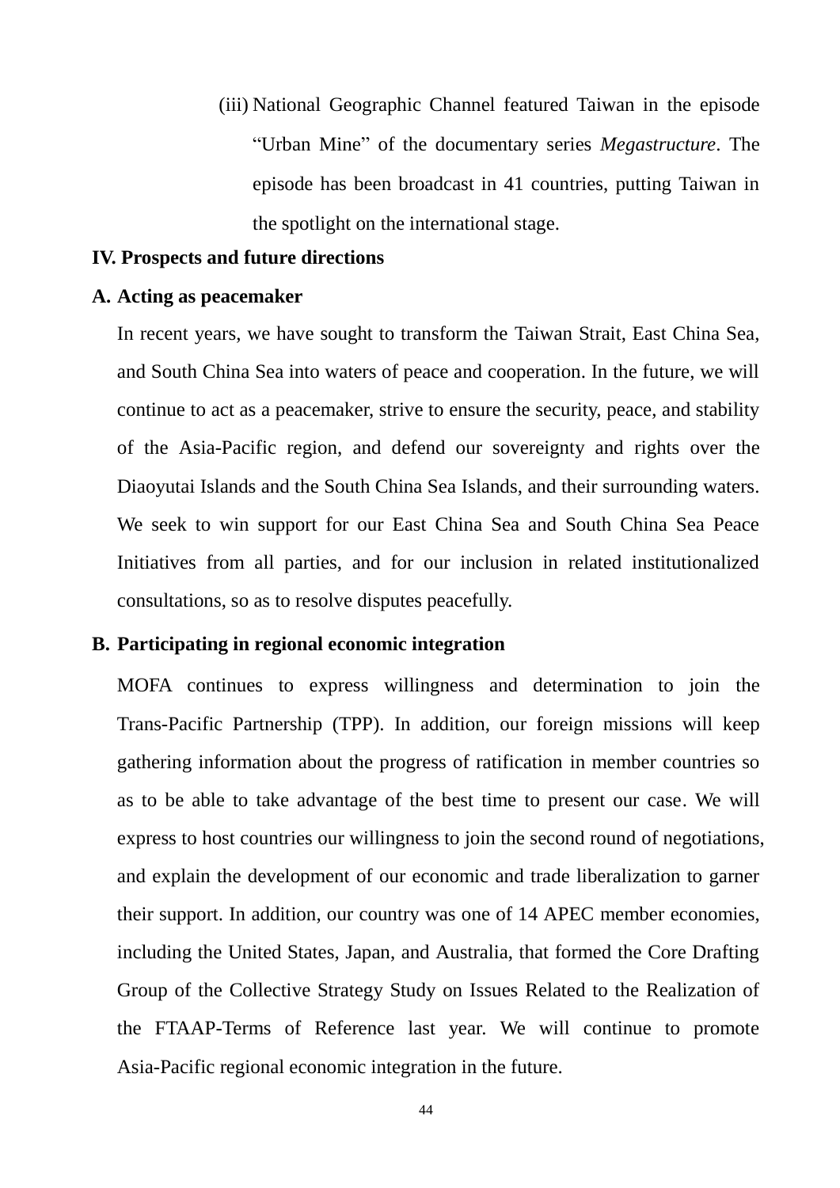(iii) National Geographic Channel featured Taiwan in the episode "Urban Mine" of the documentary series *Megastructure*. The episode has been broadcast in 41 countries, putting Taiwan in the spotlight on the international stage.

## IV. Prospects and future directions

### A. Acting as peacemaker

In recent years, we have sought to transform the Taiwan Strait, East China Sea, and South China Sea into waters of peace and cooperation. In the future, we will continue to act as a peacemaker, strive to ensure the security, peace, and stability of the Asia-Pacific region, and defend our sovereignty and rights over the Diaoyutai Islands and the South China Sea Islands, and their surrounding waters. We seek to win support for our East China Sea and South China Sea Peace Initiatives from all parties, and for our inclusion in related institutionalized consultations, so as to resolve disputes peacefully.

### B. Participating in regional economic integration

MOFA continues to express willingness and determination to join the Trans-Pacific Partnership (TPP). In addition, our foreign missions will keep gathering information about the progress of ratification in member countries so as to be able to take advantage of the best time to present our case. We will express to host countries our willingness to join the second round of negotiations, and explain the development of our economic and trade liberalization to garner their support. In addition, our country was one of 14 APEC member economies, including the United States, Japan, and Australia, that formed the Core Drafting Group of the Collective Strategy Study on Issues Related to the Realization of the FTAAP-Terms of Reference last year. We will continue to promote Asia-Pacific regional economic integration in the future.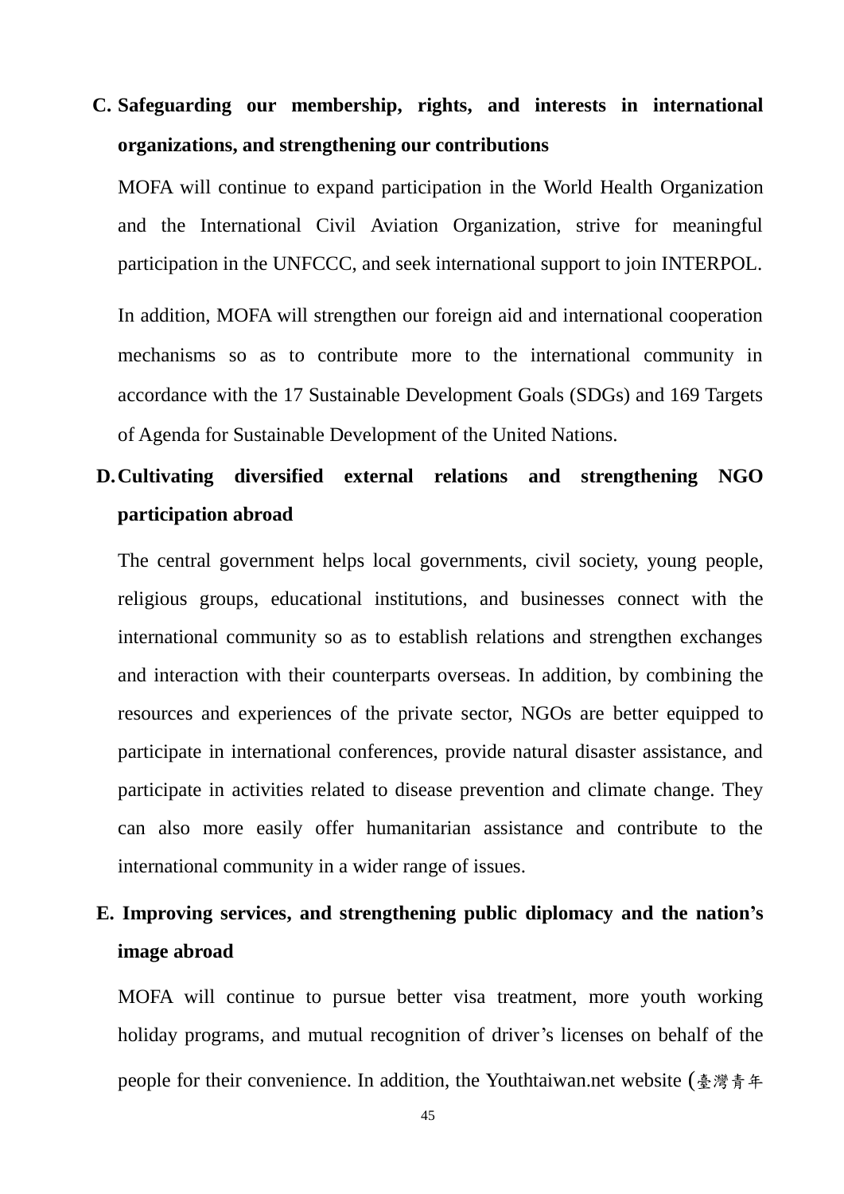**C. Safeguarding our membership, rights, and interests in international organizations, and strengthening our contributions**

MOFA will continue to expand participation in the World Health Organization and the International Civil Aviation Organization, strive for meaningful participation in the UNFCCC, and seek international support to join INTERPOL.

In addition, MOFA will strengthen our foreign aid and international cooperation mechanisms so as to contribute more to the international community in accordance with the 17 Sustainable Development Goals (SDGs) and 169 Targets of Agenda for Sustainable Development of the United Nations.

**D. Cultivating diversified external relations and strengthening NGO participation abroad**

The central government helps local governments, civil society, young people, religious groups, educational institutions, and businesses connect with the international community so as to establish relations and strengthen exchanges and interaction with their counterparts overseas. In addition, by combining the resources and experiences of the private sector, NGOs are better equipped to participate in international conferences, provide natural disaster assistance, and participate in activities related to disease prevention and climate change. They can also more easily offer humanitarian assistance and contribute to the international community in a wider range of issues.

**E. Improving services, and strengthening public diplomacy and the nation's image abroad**

MOFA will continue to pursue better visa treatment, more youth working holiday programs, and mutual recognition of driver's licenses on behalf of the people for their convenience. In addition, the Youthtaiwan.net website (臺灣青年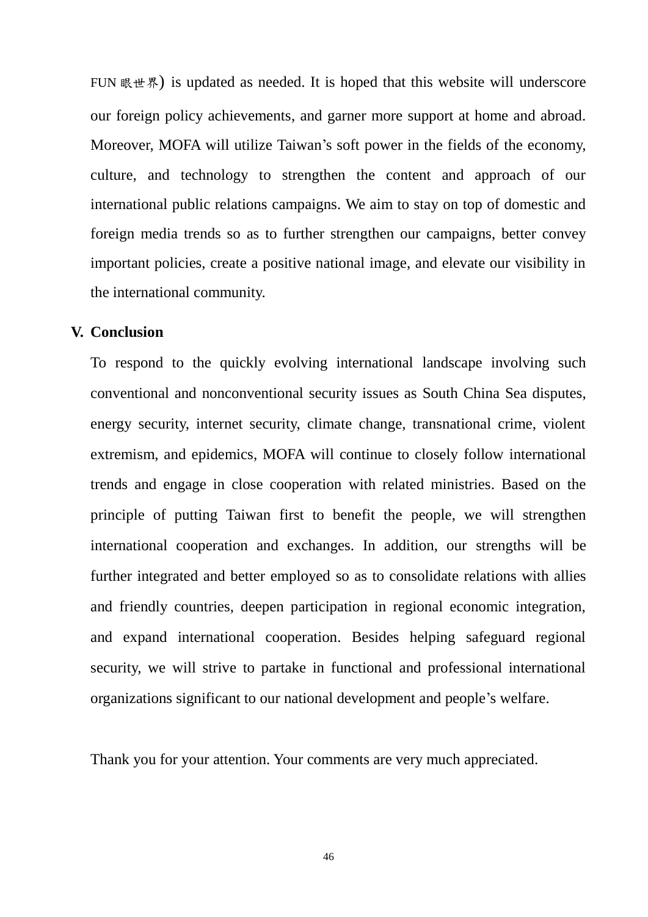FUN 眼世界) is updated as needed. It is hoped that this website will underscore our foreign policy achievements, and garner more support at home and abroad. Moreover, MOFA will utilize Taiwan's soft power in the fields of the economy, culture, and technology to strengthen the content and approach of our international public relations campaigns. We aim to stay on top of domestic and foreign media trends so as to further strengthen our campaigns, better convey important policies, create a positive national image, and elevate our visibility in the international community.

## V. Conclusion

To respond to the quickly evolving international landscape involving such conventional and nonconventional security issues as South China Sea disputes, energy security, internet security, climate change, transnational crime, violent extremism, and epidemics, MOFA will continue to closely follow international trends and engage in close cooperation with related ministries. Based on the principle of putting Taiwan first to benefit the people, we will strengthen international cooperation and exchanges. In addition, our strengths will be further integrated and better employed so as to consolidate relations with allies and friendly countries, deepen participation in regional economic integration, and expand international cooperation. Besides helping safeguard regional security, we will strive to partake in functional and professional international organizations significant to our national development and people's welfare.

Thank you for your attention. Your comments are very much appreciated.